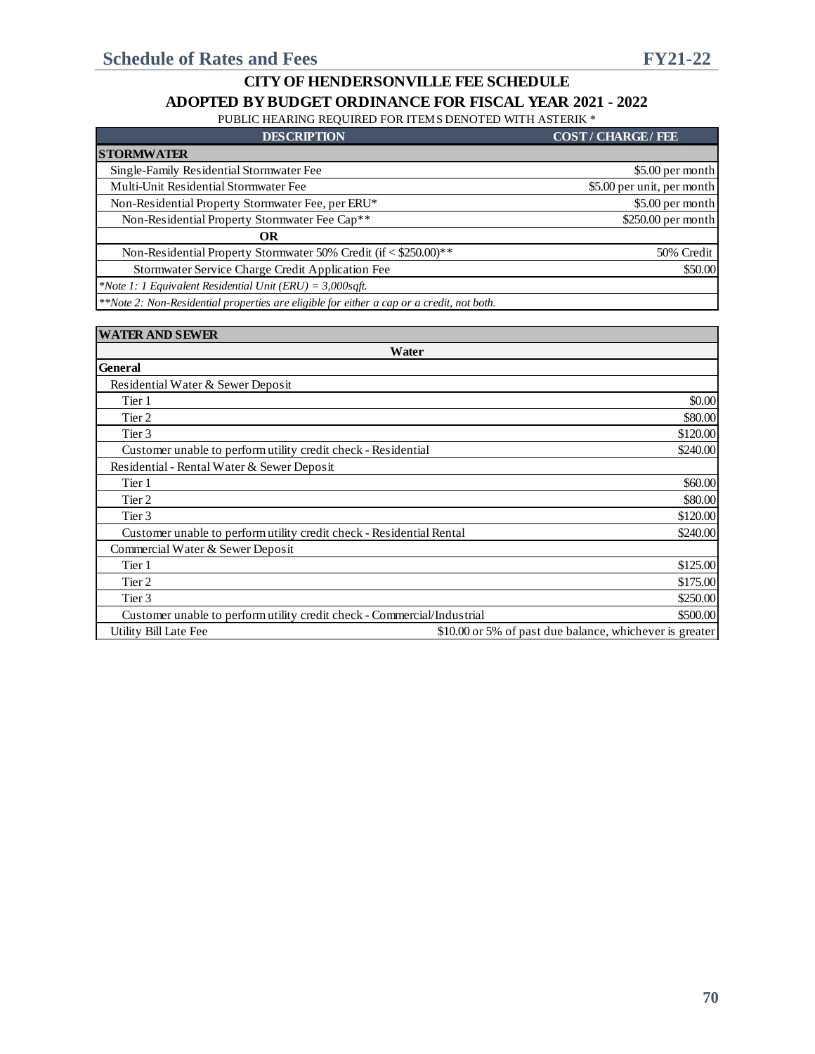# CITY OF HENDERSONVILLE FEE SCHEDULE

## ADOPTED BY BUDGET ORDINANCE FOR FISCAL YEAR 2021 - 2022

PUBLIC HEARING REQUIRED FOR ITEMS DENOTED WITH ASTERIK *

| DESCRIPTION | COST / CHARGE / FEE |
|---|---|
| **STORMWATER** | |
| Single-Family Residential Stormwater Fee | $5.00 per month |
| Multi-Unit Residential Stormwater Fee | $5.00 per unit, per month |
| Non-Residential Property Stormwater Fee, per ERU* | $5.00 per month |
| Non-Residential Property Stormwater Fee Cap** | $250.00 per month |
| **OR** | |
| Non-Residential Property Stormwater 50% Credit (if < $250.00)** | 50% Credit |
| Stormwater Service Charge Credit Application Fee | $50.00 |
| *\*Note 1: 1 Equivalent Residential Unit (ERU) = 3,000sqft.* | |
| *\*\*Note 2: Non-Residential properties are eligible for either a cap or a credit, not both.* | |

| DESCRIPTION | COST / CHARGE / FEE |
|---|---|
| **WATER AND SEWER** | |
| **Water** | |
| **General** | |
| Residential Water & Sewer Deposit | |
| Tier 1 | $0.00 |
| Tier 2 | $80.00 |
| Tier 3 | $120.00 |
| Customer unable to perform utility credit check - Residential | $240.00 |
| Residential - Rental Water & Sewer Deposit | |
| Tier 1 | $60.00 |
| Tier 2 | $80.00 |
| Tier 3 | $120.00 |
| Customer unable to perform utility credit check - Residential Rental | $240.00 |
| Commercial Water & Sewer Deposit | |
| Tier 1 | $125.00 |
| Tier 2 | $175.00 |
| Tier 3 | $250.00 |
| Customer unable to perform utility credit check - Commercial/Industrial | $500.00 |
| Utility Bill Late Fee | $10.00 or 5% of past due balance, whichever is greater |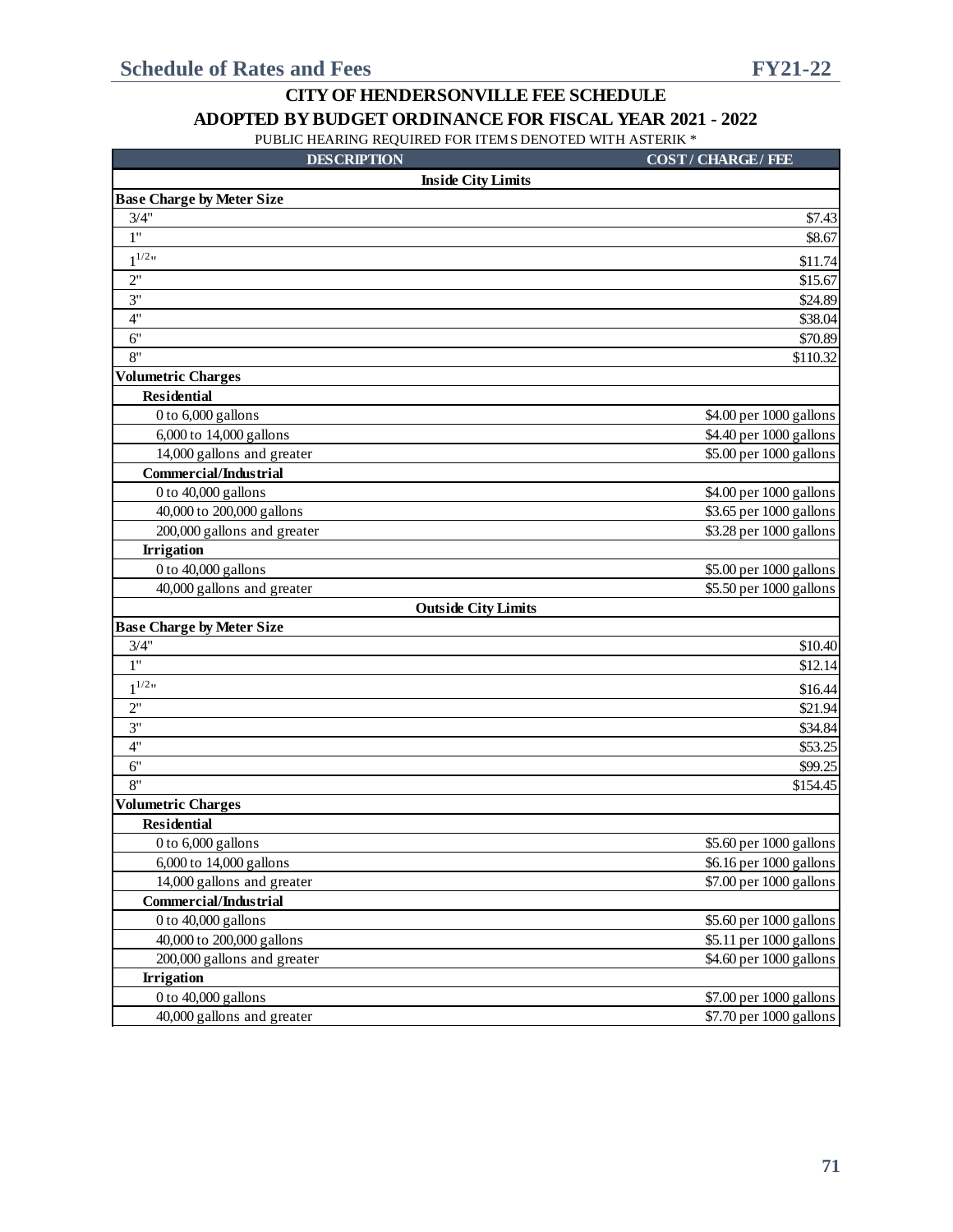## CITY OF HENDERSONVILLE FEE SCHEDULE

## ADOPTED BY BUDGET ORDINANCE FOR FISCAL YEAR 2021 - 2022

PUBLIC HEARING REQUIRED FOR ITEMS DENOTED WITH ASTERIK *

| DESCRIPTION | COST / CHARGE / FEE |
|---|---|
| **Inside City Limits** | |
| **Base Charge by Meter Size** | |
| 3/4" | \$7.43 |
| 1" | \$8.67 |
| 1 1/2" | \$11.74 |
| 2" | \$15.67 |
| 3" | \$24.89 |
| 4" | \$38.04 |
| 6" | \$70.89 |
| 8" | \$110.32 |
| **Volumetric Charges** | |
| **Residential** | |
| 0 to 6,000 gallons | \$4.00 per 1000 gallons |
| 6,000 to 14,000 gallons | \$4.40 per 1000 gallons |
| 14,000 gallons and greater | \$5.00 per 1000 gallons |
| **Commercial/Industrial** | |
| 0 to 40,000 gallons | \$4.00 per 1000 gallons |
| 40,000 to 200,000 gallons | \$3.65 per 1000 gallons |
| 200,000 gallons and greater | \$3.28 per 1000 gallons |
| **Irrigation** | |
| 0 to 40,000 gallons | \$5.00 per 1000 gallons |
| 40,000 gallons and greater | \$5.50 per 1000 gallons |
| **Outside City Limits** | |
| **Base Charge by Meter Size** | |
| 3/4" | \$10.40 |
| 1" | \$12.14 |
| 1 1/2" | \$16.44 |
| 2" | \$21.94 |
| 3" | \$34.84 |
| 4" | \$53.25 |
| 6" | \$99.25 |
| 8" | \$154.45 |
| **Volumetric Charges** | |
| **Residential** | |
| 0 to 6,000 gallons | \$5.60 per 1000 gallons |
| 6,000 to 14,000 gallons | \$6.16 per 1000 gallons |
| 14,000 gallons and greater | \$7.00 per 1000 gallons |
| **Commercial/Industrial** | |
| 0 to 40,000 gallons | \$5.60 per 1000 gallons |
| 40,000 to 200,000 gallons | \$5.11 per 1000 gallons |
| 200,000 gallons and greater | \$4.60 per 1000 gallons |
| **Irrigation** | |
| 0 to 40,000 gallons | \$7.00 per 1000 gallons |
| 40,000 gallons and greater | \$7.70 per 1000 gallons |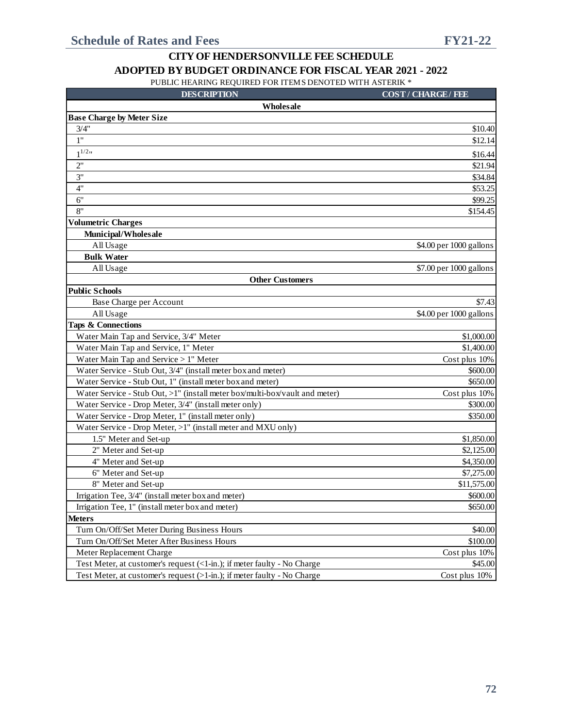## CITY OF HENDERSONVILLE FEE SCHEDULE

### ADOPTED BY BUDGET ORDINANCE FOR FISCAL YEAR 2021 - 2022

PUBLIC HEARING REQUIRED FOR ITEMS DENOTED WITH ASTERIK *

| DESCRIPTION | COST / CHARGE / FEE |
|---|---|
| **Wholesale** | |
| **Base Charge by Meter Size** | |
| 3/4" | $10.40 |
| 1" | $12.14 |
| 1 1/2" | $16.44 |
| 2" | $21.94 |
| 3" | $34.84 |
| 4" | $53.25 |
| 6" | $99.25 |
| 8" | $154.45 |
| **Volumetric Charges** | |
| **Municipal/Wholesale** | |
| All Usage | $4.00 per 1000 gallons |
| **Bulk Water** | |
| All Usage | $7.00 per 1000 gallons |
| **Other Customers** | |
| **Public Schools** | |
| Base Charge per Account | $7.43 |
| All Usage | $4.00 per 1000 gallons |
| **Taps & Connections** | |
| Water Main Tap and Service, 3/4" Meter | $1,000.00 |
| Water Main Tap and Service, 1" Meter | $1,400.00 |
| Water Main Tap and Service > 1" Meter | Cost plus 10% |
| Water Service - Stub Out, 3/4" (install meter box and meter) | $600.00 |
| Water Service - Stub Out, 1" (install meter box and meter) | $650.00 |
| Water Service - Stub Out, >1" (install meter box/multi-box/vault and meter) | Cost plus 10% |
| Water Service - Drop Meter, 3/4" (install meter only) | $300.00 |
| Water Service - Drop Meter, 1" (install meter only) | $350.00 |
| Water Service - Drop Meter, >1" (install meter and MXU only) | |
| 1.5" Meter and Set-up | $1,850.00 |
| 2" Meter and Set-up | $2,125.00 |
| 4" Meter and Set-up | $4,350.00 |
| 6" Meter and Set-up | $7,275.00 |
| 8" Meter and Set-up | $11,575.00 |
| Irrigation Tee, 3/4" (install meter box and meter) | $600.00 |
| Irrigation Tee, 1" (install meter box and meter) | $650.00 |
| **Meters** | |
| Turn On/Off/Set Meter During Business Hours | $40.00 |
| Turn On/Off/Set Meter After Business Hours | $100.00 |
| Meter Replacement Charge | Cost plus 10% |
| Test Meter, at customer's request (<1-in.); if meter faulty - No Charge | $45.00 |
| Test Meter, at customer's request (>1-in.); if meter faulty - No Charge | Cost plus 10% |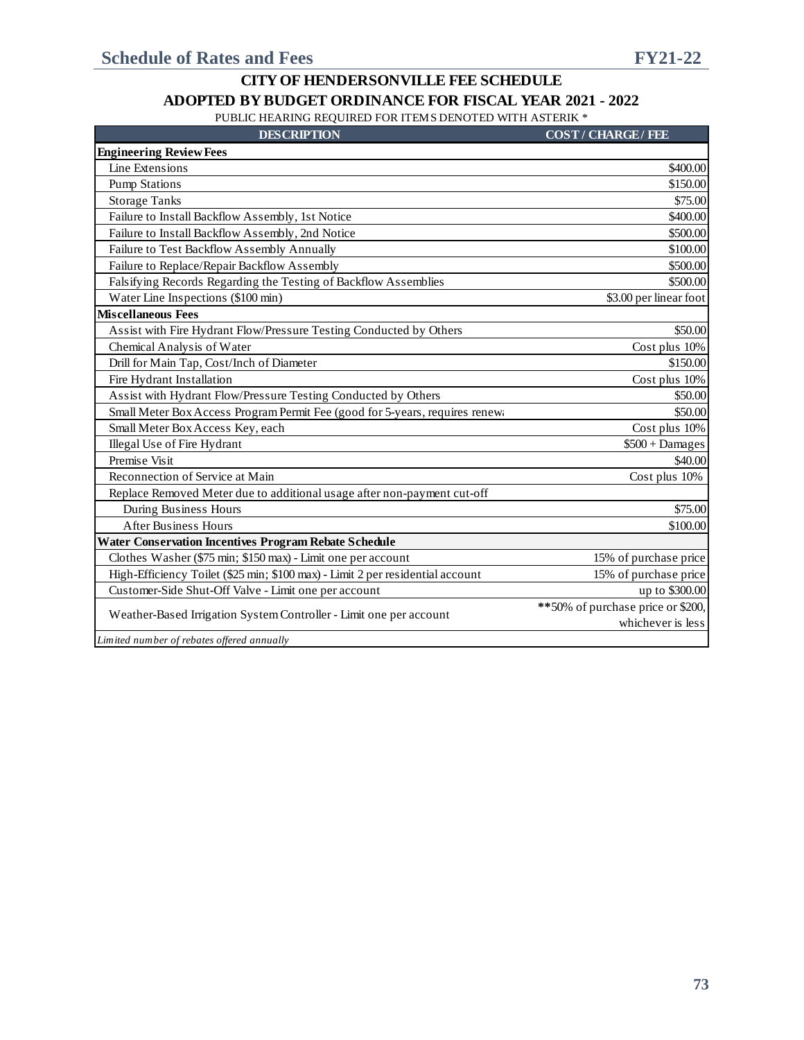## CITY OF HENDERSONVILLE FEE SCHEDULE
## ADOPTED BY BUDGET ORDINANCE FOR FISCAL YEAR 2021 - 2022

PUBLIC HEARING REQUIRED FOR ITEMS DENOTED WITH ASTERIK *

| DESCRIPTION | COST / CHARGE / FEE |
|---|---|
| **Engineering Review Fees** | |
| Line Extensions | $400.00 |
| Pump Stations | $150.00 |
| Storage Tanks | $75.00 |
| Failure to Install Backflow Assembly, 1st Notice | $400.00 |
| Failure to Install Backflow Assembly, 2nd Notice | $500.00 |
| Failure to Test Backflow Assembly Annually | $100.00 |
| Failure to Replace/Repair Backflow Assembly | $500.00 |
| Falsifying Records Regarding the Testing of Backflow Assemblies | $500.00 |
| Water Line Inspections ($100 min) | $3.00 per linear foot |
| **Miscellaneous Fees** | |
| Assist with Fire Hydrant Flow/Pressure Testing Conducted by Others | $50.00 |
| Chemical Analysis of Water | Cost plus 10% |
| Drill for Main Tap, Cost/Inch of Diameter | $150.00 |
| Fire Hydrant Installation | Cost plus 10% |
| Assist with Hydrant Flow/Pressure Testing Conducted by Others | $50.00 |
| Small Meter Box Access Program Permit Fee (good for 5-years, requires renewa | $50.00 |
| Small Meter Box Access Key, each | Cost plus 10% |
| Illegal Use of Fire Hydrant | $500 + Damages |
| Premise Visit | $40.00 |
| Reconnection of Service at Main | Cost plus 10% |
| Replace Removed Meter due to additional usage after non-payment cut-off | |
| During Business Hours | $75.00 |
| After Business Hours | $100.00 |
| **Water Conservation Incentives Program Rebate Schedule** | |
| Clothes Washer ($75 min; $150 max) - Limit one per account | 15% of purchase price |
| High-Efficiency Toilet ($25 min; $100 max) - Limit 2 per residential account | 15% of purchase price |
| Customer-Side Shut-Off Valve - Limit one per account | up to $300.00 |
| Weather-Based Irrigation System Controller - Limit one per account | **50% of purchase price or $200, whichever is less |
| *Limited number of rebates offered annually* | |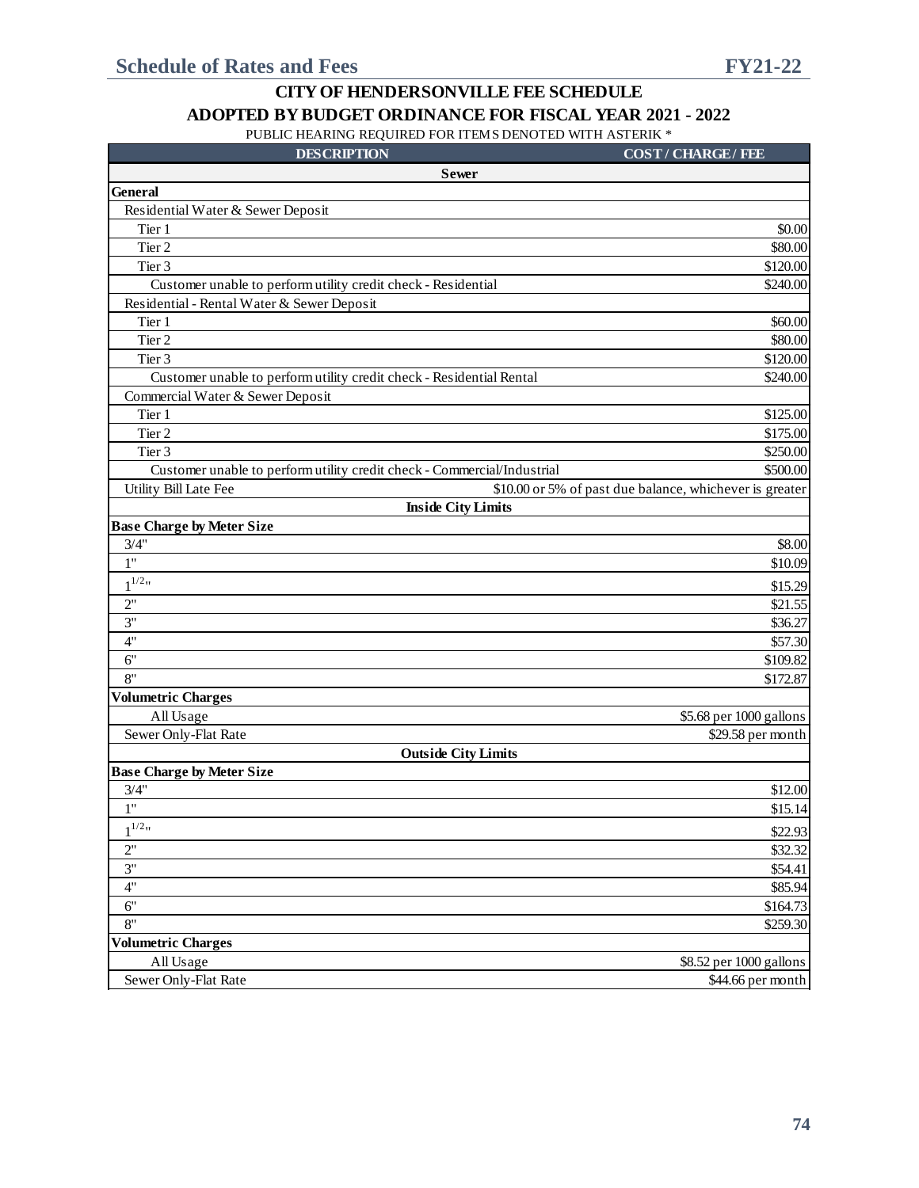## CITY OF HENDERSONVILLE FEE SCHEDULE

## ADOPTED BY BUDGET ORDINANCE FOR FISCAL YEAR 2021 - 2022

PUBLIC HEARING REQUIRED FOR ITEMS DENOTED WITH ASTERIK *

| DESCRIPTION | COST / CHARGE / FEE |
|---|---|
| **Sewer** | |
| **General** | |
| Residential Water & Sewer Deposit | |
| Tier 1 | \$0.00 |
| Tier 2 | \$80.00 |
| Tier 3 | \$120.00 |
| Customer unable to perform utility credit check - Residential | \$240.00 |
| Residential - Rental Water & Sewer Deposit | |
| Tier 1 | \$60.00 |
| Tier 2 | \$80.00 |
| Tier 3 | \$120.00 |
| Customer unable to perform utility credit check - Residential Rental | \$240.00 |
| Commercial Water & Sewer Deposit | |
| Tier 1 | \$125.00 |
| Tier 2 | \$175.00 |
| Tier 3 | \$250.00 |
| Customer unable to perform utility credit check - Commercial/Industrial | \$500.00 |
| Utility Bill Late Fee | \$10.00 or 5% of past due balance, whichever is greater |
| **Inside City Limits** | |
| **Base Charge by Meter Size** | |
| 3/4" | \$8.00 |
| 1" | \$10.09 |
| 1 1/2" | \$15.29 |
| 2" | \$21.55 |
| 3" | \$36.27 |
| 4" | \$57.30 |
| 6" | \$109.82 |
| 8" | \$172.87 |
| **Volumetric Charges** | |
| All Usage | \$5.68 per 1000 gallons |
| Sewer Only-Flat Rate | \$29.58 per month |
| **Outside City Limits** | |
| **Base Charge by Meter Size** | |
| 3/4" | \$12.00 |
| 1" | \$15.14 |
| 1 1/2" | \$22.93 |
| 2" | \$32.32 |
| 3" | \$54.41 |
| 4" | \$85.94 |
| 6" | \$164.73 |
| 8" | \$259.30 |
| **Volumetric Charges** | |
| All Usage | \$8.52 per 1000 gallons |
| Sewer Only-Flat Rate | \$44.66 per month |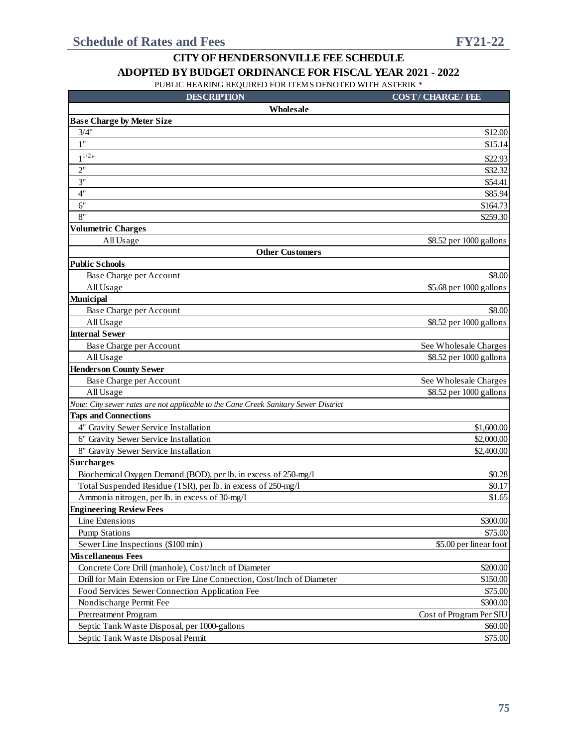## CITY OF HENDERSONVILLE FEE SCHEDULE

## ADOPTED BY BUDGET ORDINANCE FOR FISCAL YEAR 2021 - 2022

PUBLIC HEARING REQUIRED FOR ITEMS DENOTED WITH ASTERIK *

| DESCRIPTION | COST / CHARGE / FEE |
|---|---|
| **Wholesale** | |
| **Base Charge by Meter Size** | |
| 3/4" | $12.00 |
| 1" | $15.14 |
| 1 1/2" | $22.93 |
| 2" | $32.32 |
| 3" | $54.41 |
| 4" | $85.94 |
| 6" | $164.73 |
| 8" | $259.30 |
| **Volumetric Charges** | |
| All Usage | $8.52 per 1000 gallons |
| **Other Customers** | |
| **Public Schools** | |
| Base Charge per Account | $8.00 |
| All Usage | $5.68 per 1000 gallons |
| **Municipal** | |
| Base Charge per Account | $8.00 |
| All Usage | $8.52 per 1000 gallons |
| **Internal Sewer** | |
| Base Charge per Account | See Wholesale Charges |
| All Usage | $8.52 per 1000 gallons |
| **Henderson County Sewer** | |
| Base Charge per Account | See Wholesale Charges |
| All Usage | $8.52 per 1000 gallons |
| *Note: City sewer rates are not applicable to the Cane Creek Sanitary Sewer District* | |
| **Taps and Connections** | |
| 4" Gravity Sewer Service Installation | $1,600.00 |
| 6" Gravity Sewer Service Installation | $2,000.00 |
| 8" Gravity Sewer Service Installation | $2,400.00 |
| **Surcharges** | |
| Biochemical Oxygen Demand (BOD), per lb. in excess of 250-mg/l | $0.28 |
| Total Suspended Residue (TSR), per lb. in excess of 250-mg/l | $0.17 |
| Ammonia nitrogen, per lb. in excess of 30-mg/l | $1.65 |
| **Engineering Review Fees** | |
| Line Extensions | $300.00 |
| Pump Stations | $75.00 |
| Sewer Line Inspections ($100 min) | $5.00 per linear foot |
| **Miscellaneous Fees** | |
| Concrete Core Drill (manhole), Cost/Inch of Diameter | $200.00 |
| Drill for Main Extension or Fire Line Connection, Cost/Inch of Diameter | $150.00 |
| Food Services Sewer Connection Application Fee | $75.00 |
| Nondischarge Permit Fee | $300.00 |
| Pretreatment Program | Cost of Program Per SIU |
| Septic Tank Waste Disposal, per 1000-gallons | $60.00 |
| Septic Tank Waste Disposal Permit | $75.00 |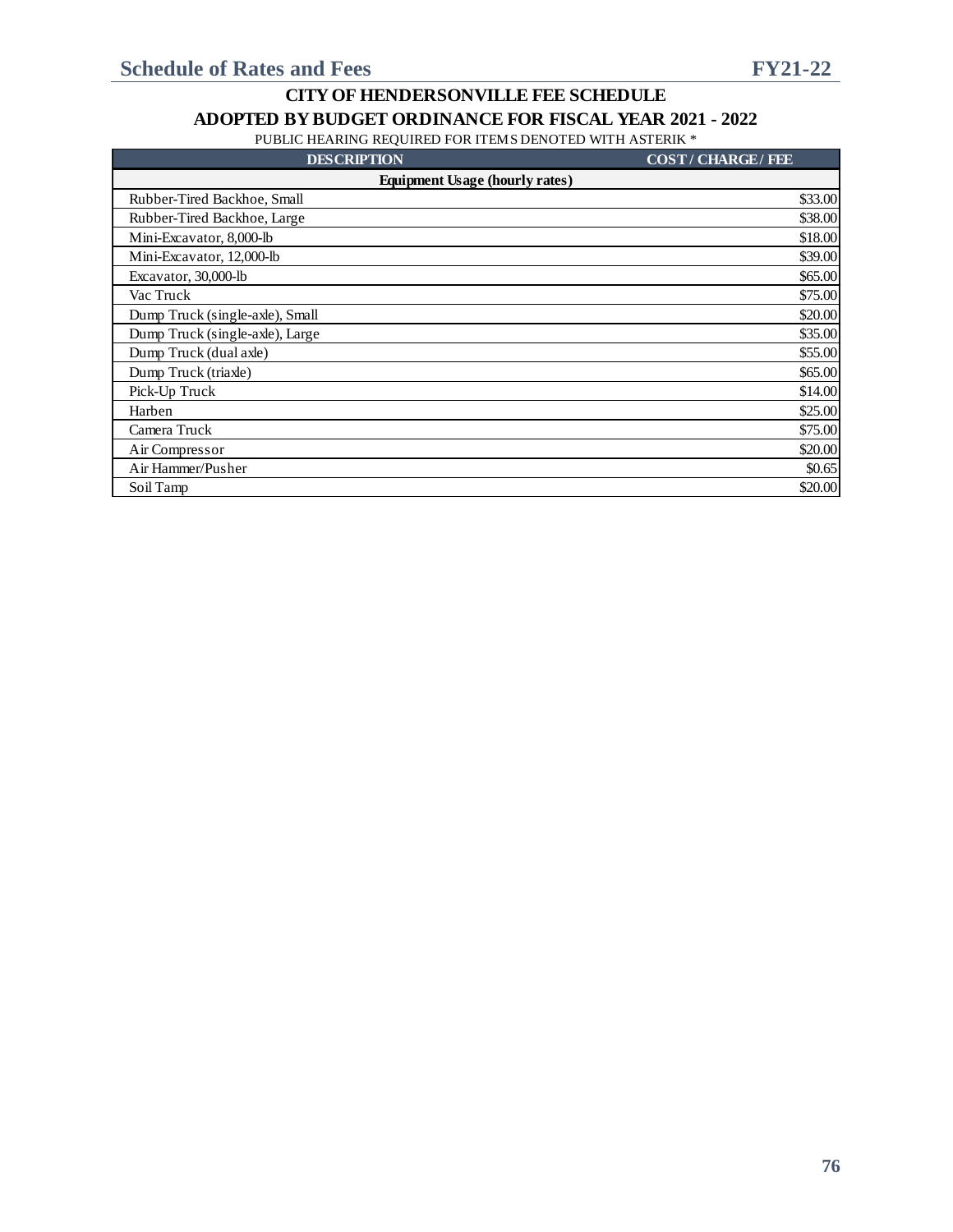## CITY OF HENDERSONVILLE FEE SCHEDULE

## ADOPTED BY BUDGET ORDINANCE FOR FISCAL YEAR 2021 - 2022

PUBLIC HEARING REQUIRED FOR ITEMS DENOTED WITH ASTERIK *

| DESCRIPTION | COST / CHARGE / FEE |
|---|---|
| **Equipment Usage (hourly rates)** | |
| Rubber-Tired Backhoe, Small | $33.00 |
| Rubber-Tired Backhoe, Large | $38.00 |
| Mini-Excavator, 8,000-lb | $18.00 |
| Mini-Excavator, 12,000-lb | $39.00 |
| Excavator, 30,000-lb | $65.00 |
| Vac Truck | $75.00 |
| Dump Truck (single-axle), Small | $20.00 |
| Dump Truck (single-axle), Large | $35.00 |
| Dump Truck (dual axle) | $55.00 |
| Dump Truck (triaxle) | $65.00 |
| Pick-Up Truck | $14.00 |
| Harben | $25.00 |
| Camera Truck | $75.00 |
| Air Compressor | $20.00 |
| Air Hammer/Pusher | $0.65 |
| Soil Tamp | $20.00 |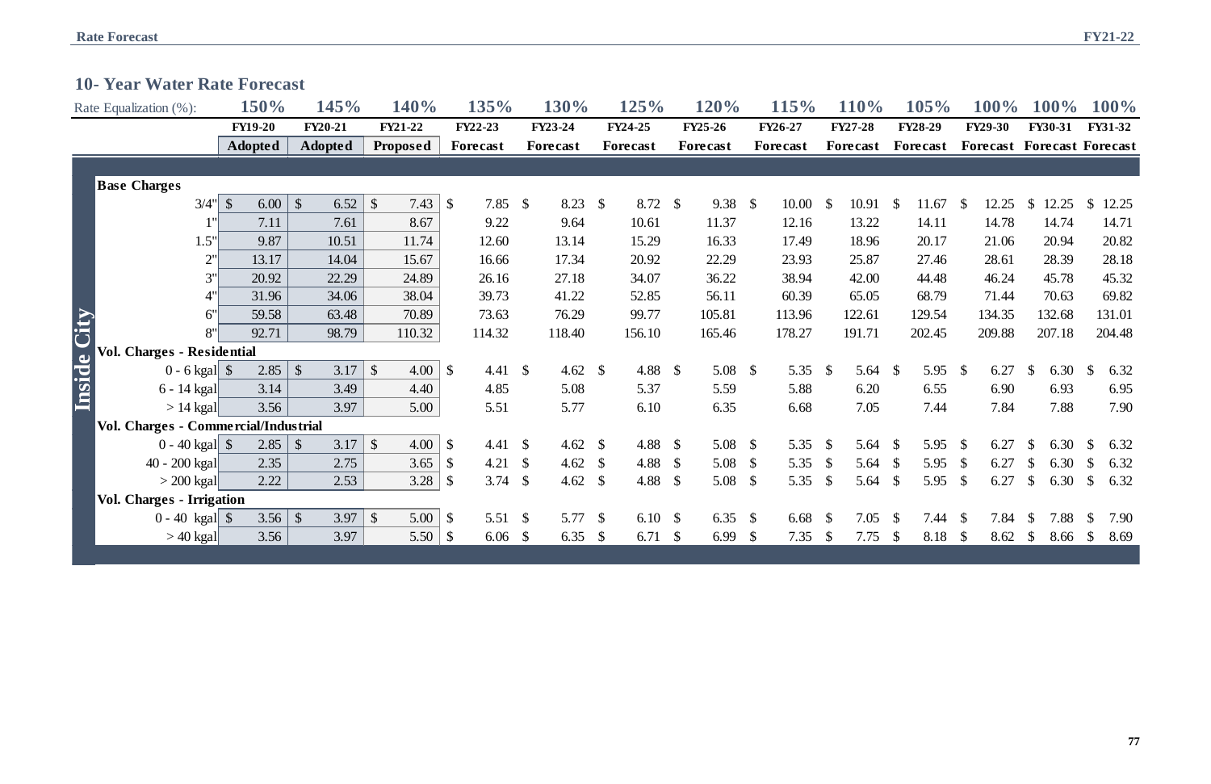## 10- Year Water Rate Forecast

| Rate Equalization (%): | 150% | 145% | 140% | 135% | 130% | 125% | 120% | 115% | 110% | 105% | 100% | 100% | 100% |
|---|---|---|---|---|---|---|---|---|---|---|---|---|---|
| | FY19-20 | FY20-21 | FY21-22 | FY22-23 | FY23-24 | FY24-25 | FY25-26 | FY26-27 | FY27-28 | FY28-29 | FY29-30 | FY30-31 | FY31-32 |
| | Adopted | Adopted | Proposed | Forecast | Forecast | Forecast | Forecast | Forecast | Forecast | Forecast | Forecast | Forecast | Forecast |
| **Inside City** | | | | | | | | | | | | | |
| **Base Charges** | | | | | | | | | | | | | |
| 3/4" | $ 6.00 | $ 6.52 | $ 7.43 | $ 7.85 | $ 8.23 | $ 8.72 | $ 9.38 | $ 10.00 | $ 10.91 | $ 11.67 | $ 12.25 | $ 12.25 | $ 12.25 |
| 1" | 7.11 | 7.61 | 8.67 | 9.22 | 9.64 | 10.61 | 11.37 | 12.16 | 13.22 | 14.11 | 14.78 | 14.74 | 14.71 |
| 1.5" | 9.87 | 10.51 | 11.74 | 12.60 | 13.14 | 15.29 | 16.33 | 17.49 | 18.96 | 20.17 | 21.06 | 20.94 | 20.82 |
| 2" | 13.17 | 14.04 | 15.67 | 16.66 | 17.34 | 20.92 | 22.29 | 23.93 | 25.87 | 27.46 | 28.61 | 28.39 | 28.18 |
| 3" | 20.92 | 22.29 | 24.89 | 26.16 | 27.18 | 34.07 | 36.22 | 38.94 | 42.00 | 44.48 | 46.24 | 45.78 | 45.32 |
| 4" | 31.96 | 34.06 | 38.04 | 39.73 | 41.22 | 52.85 | 56.11 | 60.39 | 65.05 | 68.79 | 71.44 | 70.63 | 69.82 |
| 6" | 59.58 | 63.48 | 70.89 | 73.63 | 76.29 | 99.77 | 105.81 | 113.96 | 122.61 | 129.54 | 134.35 | 132.68 | 131.01 |
| 8" | 92.71 | 98.79 | 110.32 | 114.32 | 118.40 | 156.10 | 165.46 | 178.27 | 191.71 | 202.45 | 209.88 | 207.18 | 204.48 |
| **Vol. Charges - Residential** | | | | | | | | | | | | | |
| 0 - 6 kgal | $ 2.85 | $ 3.17 | $ 4.00 | $ 4.41 | $ 4.62 | $ 4.88 | $ 5.08 | $ 5.35 | $ 5.64 | $ 5.95 | $ 6.27 | $ 6.30 | $ 6.32 |
| 6 - 14 kgal | 3.14 | 3.49 | 4.40 | 4.85 | 5.08 | 5.37 | 5.59 | 5.88 | 6.20 | 6.55 | 6.90 | 6.93 | 6.95 |
| > 14 kgal | 3.56 | 3.97 | 5.00 | 5.51 | 5.77 | 6.10 | 6.35 | 6.68 | 7.05 | 7.44 | 7.84 | 7.88 | 7.90 |
| **Vol. Charges - Commercial/Industrial** | | | | | | | | | | | | | |
| 0 - 40 kgal | $ 2.85 | $ 3.17 | $ 4.00 | $ 4.41 | $ 4.62 | $ 4.88 | $ 5.08 | $ 5.35 | $ 5.64 | $ 5.95 | $ 6.27 | $ 6.30 | $ 6.32 |
| 40 - 200 kgal | 2.35 | 2.75 | 3.65 | $ 4.21 | $ 4.62 | $ 4.88 | $ 5.08 | $ 5.35 | $ 5.64 | $ 5.95 | $ 6.27 | $ 6.30 | $ 6.32 |
| > 200 kgal | 2.22 | 2.53 | 3.28 | $ 3.74 | $ 4.62 | $ 4.88 | $ 5.08 | $ 5.35 | $ 5.64 | $ 5.95 | $ 6.27 | $ 6.30 | $ 6.32 |
| **Vol. Charges - Irrigation** | | | | | | | | | | | | | |
| 0 - 40 kgal | $ 3.56 | $ 3.97 | $ 5.00 | $ 5.51 | $ 5.77 | $ 6.10 | $ 6.35 | $ 6.68 | $ 7.05 | $ 7.44 | $ 7.84 | $ 7.88 | $ 7.90 |
| > 40 kgal | 3.56 | 3.97 | 5.50 | $ 6.06 | $ 6.35 | $ 6.71 | $ 6.99 | $ 7.35 | $ 7.75 | $ 8.18 | $ 8.62 | $ 8.66 | $ 8.69 |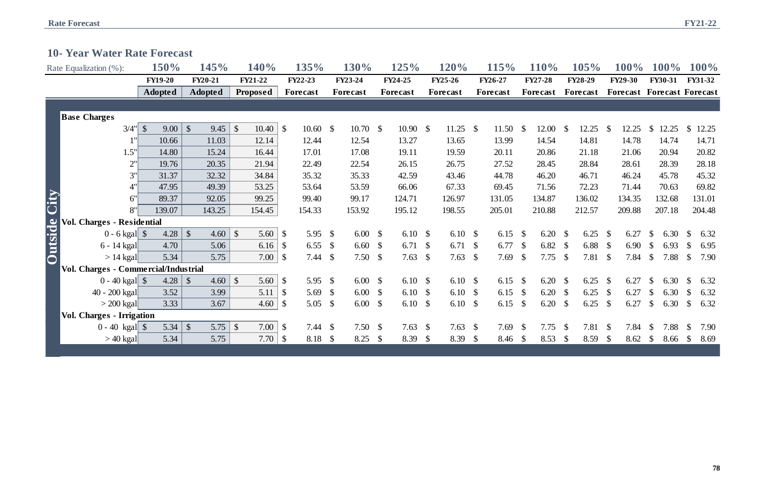## 10- Year Water Rate Forecast

| Rate Equalization (%): | 150% | 145% | 140% | 135% | 130% | 125% | 120% | 115% | 110% | 105% | 100% | 100% | 100% |
|---|---|---|---|---|---|---|---|---|---|---|---|---|---|
| | FY19-20 | FY20-21 | FY21-22 | FY22-23 | FY23-24 | FY24-25 | FY25-26 | FY26-27 | FY27-28 | FY28-29 | FY29-30 | FY30-31 | FY31-32 |
| | Adopted | Adopted | Proposed | Forecast | Forecast | Forecast | Forecast | Forecast | Forecast | Forecast | Forecast | Forecast | Forecast |
| **Outside City** | | | | | | | | | | | | | |
| **Base Charges** | | | | | | | | | | | | | |
| 3/4" | $ 9.00 | $ 9.45 | $ 10.40 | $ 10.60 | $ 10.70 | $ 10.90 | $ 11.25 | $ 11.50 | $ 12.00 | $ 12.25 | $ 12.25 | $ 12.25 | $ 12.25 |
| 1" | 10.66 | 11.03 | 12.14 | 12.44 | 12.54 | 13.27 | 13.65 | 13.99 | 14.54 | 14.81 | 14.78 | 14.74 | 14.71 |
| 1.5" | 14.80 | 15.24 | 16.44 | 17.01 | 17.08 | 19.11 | 19.59 | 20.11 | 20.86 | 21.18 | 21.06 | 20.94 | 20.82 |
| 2" | 19.76 | 20.35 | 21.94 | 22.49 | 22.54 | 26.15 | 26.75 | 27.52 | 28.45 | 28.84 | 28.61 | 28.39 | 28.18 |
| 3" | 31.37 | 32.32 | 34.84 | 35.32 | 35.33 | 42.59 | 43.46 | 44.78 | 46.20 | 46.71 | 46.24 | 45.78 | 45.32 |
| 4" | 47.95 | 49.39 | 53.25 | 53.64 | 53.59 | 66.06 | 67.33 | 69.45 | 71.56 | 72.23 | 71.44 | 70.63 | 69.82 |
| 6" | 89.37 | 92.05 | 99.25 | 99.40 | 99.17 | 124.71 | 126.97 | 131.05 | 134.87 | 136.02 | 134.35 | 132.68 | 131.01 |
| 8" | 139.07 | 143.25 | 154.45 | 154.33 | 153.92 | 195.12 | 198.55 | 205.01 | 210.88 | 212.57 | 209.88 | 207.18 | 204.48 |
| **Vol. Charges - Residential** | | | | | | | | | | | | | |
| 0 - 6 kgal | $ 4.28 | $ 4.60 | $ 5.60 | $ 5.95 | $ 6.00 | $ 6.10 | $ 6.10 | $ 6.15 | $ 6.20 | $ 6.25 | $ 6.27 | $ 6.30 | $ 6.32 |
| 6 - 14 kgal | 4.70 | 5.06 | 6.16 | $ 6.55 | $ 6.60 | $ 6.71 | $ 6.71 | $ 6.77 | $ 6.82 | $ 6.88 | $ 6.90 | $ 6.93 | $ 6.95 |
| > 14 kgal | 5.34 | 5.75 | 7.00 | $ 7.44 | $ 7.50 | $ 7.63 | $ 7.63 | $ 7.69 | $ 7.75 | $ 7.81 | $ 7.84 | $ 7.88 | $ 7.90 |
| **Vol. Charges - Commercial/Industrial** | | | | | | | | | | | | | |
| 0 - 40 kgal | $ 4.28 | $ 4.60 | $ 5.60 | $ 5.95 | $ 6.00 | $ 6.10 | $ 6.10 | $ 6.15 | $ 6.20 | $ 6.25 | $ 6.27 | $ 6.30 | $ 6.32 |
| 40 - 200 kgal | 3.52 | 3.99 | 5.11 | $ 5.69 | $ 6.00 | $ 6.10 | $ 6.10 | $ 6.15 | $ 6.20 | $ 6.25 | $ 6.27 | $ 6.30 | $ 6.32 |
| > 200 kgal | 3.33 | 3.67 | 4.60 | $ 5.05 | $ 6.00 | $ 6.10 | $ 6.10 | $ 6.15 | $ 6.20 | $ 6.25 | $ 6.27 | $ 6.30 | $ 6.32 |
| **Vol. Charges - Irrigation** | | | | | | | | | | | | | |
| 0 - 40 kgal | $ 5.34 | $ 5.75 | $ 7.00 | $ 7.44 | $ 7.50 | $ 7.63 | $ 7.63 | $ 7.69 | $ 7.75 | $ 7.81 | $ 7.84 | $ 7.88 | $ 7.90 |
| > 40 kgal | 5.34 | 5.75 | 7.70 | $ 8.18 | $ 8.25 | $ 8.39 | $ 8.39 | $ 8.46 | $ 8.53 | $ 8.59 | $ 8.62 | $ 8.66 | $ 8.69 |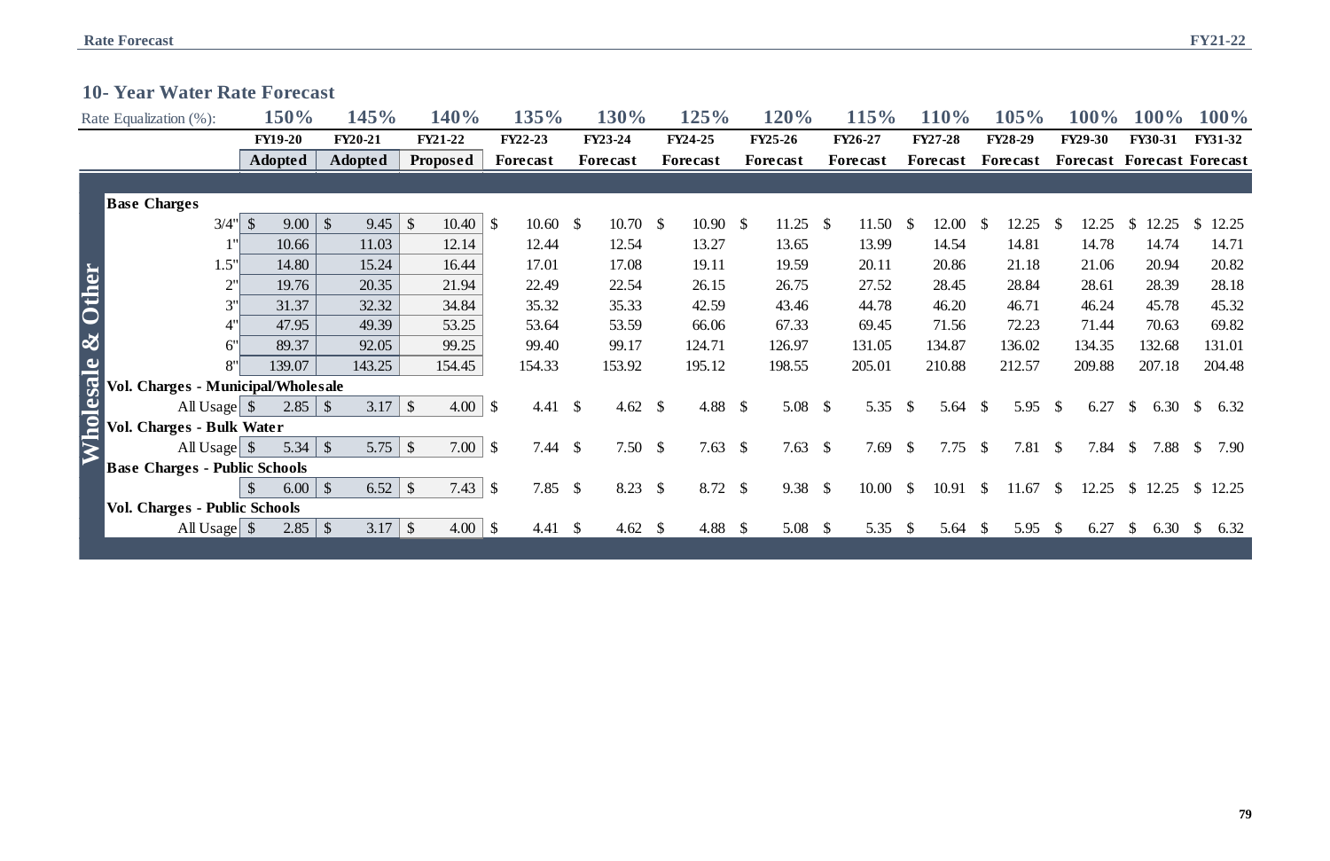## 10- Year Water Rate Forecast

| Rate Equalization (%): | 150% | 145% | 140% | 135% | 130% | 125% | 120% | 115% | 110% | 105% | 100% | 100% | 100% |
|---|---|---|---|---|---|---|---|---|---|---|---|---|---|
| | FY19-20 | FY20-21 | FY21-22 | FY22-23 | FY23-24 | FY24-25 | FY25-26 | FY26-27 | FY27-28 | FY28-29 | FY29-30 | FY30-31 | FY31-32 |
| | Adopted | Adopted | Proposed | Forecast | Forecast | Forecast | Forecast | Forecast | Forecast | Forecast | Forecast | Forecast | Forecast |
| **Wholesale & Other** | | | | | | | | | | | | | |
| **Base Charges** | | | | | | | | | | | | | |
| 3/4" | $ 9.00 | $ 9.45 | $ 10.40 | $ 10.60 | $ 10.70 | $ 10.90 | $ 11.25 | $ 11.50 | $ 12.00 | $ 12.25 | $ 12.25 | $ 12.25 | $ 12.25 |
| 1" | 10.66 | 11.03 | 12.14 | 12.44 | 12.54 | 13.27 | 13.65 | 13.99 | 14.54 | 14.81 | 14.78 | 14.74 | 14.71 |
| 1.5" | 14.80 | 15.24 | 16.44 | 17.01 | 17.08 | 19.11 | 19.59 | 20.11 | 20.86 | 21.18 | 21.06 | 20.94 | 20.82 |
| 2" | 19.76 | 20.35 | 21.94 | 22.49 | 22.54 | 26.15 | 26.75 | 27.52 | 28.45 | 28.84 | 28.61 | 28.39 | 28.18 |
| 3" | 31.37 | 32.32 | 34.84 | 35.32 | 35.33 | 42.59 | 43.46 | 44.78 | 46.20 | 46.71 | 46.24 | 45.78 | 45.32 |
| 4" | 47.95 | 49.39 | 53.25 | 53.64 | 53.59 | 66.06 | 67.33 | 69.45 | 71.56 | 72.23 | 71.44 | 70.63 | 69.82 |
| 6" | 89.37 | 92.05 | 99.25 | 99.40 | 99.17 | 124.71 | 126.97 | 131.05 | 134.87 | 136.02 | 134.35 | 132.68 | 131.01 |
| 8" | 139.07 | 143.25 | 154.45 | 154.33 | 153.92 | 195.12 | 198.55 | 205.01 | 210.88 | 212.57 | 209.88 | 207.18 | 204.48 |
| **Vol. Charges - Municipal/Wholesale** | | | | | | | | | | | | | |
| All Usage | $ 2.85 | $ 3.17 | $ 4.00 | $ 4.41 | $ 4.62 | $ 4.88 | $ 5.08 | $ 5.35 | $ 5.64 | $ 5.95 | $ 6.27 | $ 6.30 | $ 6.32 |
| **Vol. Charges - Bulk Water** | | | | | | | | | | | | | |
| All Usage | $ 5.34 | $ 5.75 | $ 7.00 | $ 7.44 | $ 7.50 | $ 7.63 | $ 7.63 | $ 7.69 | $ 7.75 | $ 7.81 | $ 7.84 | $ 7.88 | $ 7.90 |
| **Base Charges - Public Schools** | | | | | | | | | | | | | |
| | $ 6.00 | $ 6.52 | $ 7.43 | $ 7.85 | $ 8.23 | $ 8.72 | $ 9.38 | $ 10.00 | $ 10.91 | $ 11.67 | $ 12.25 | $ 12.25 | $ 12.25 |
| **Vol. Charges - Public Schools** | | | | | | | | | | | | | |
| All Usage | $ 2.85 | $ 3.17 | $ 4.00 | $ 4.41 | $ 4.62 | $ 4.88 | $ 5.08 | $ 5.35 | $ 5.64 | $ 5.95 | $ 6.27 | $ 6.30 | $ 6.32 |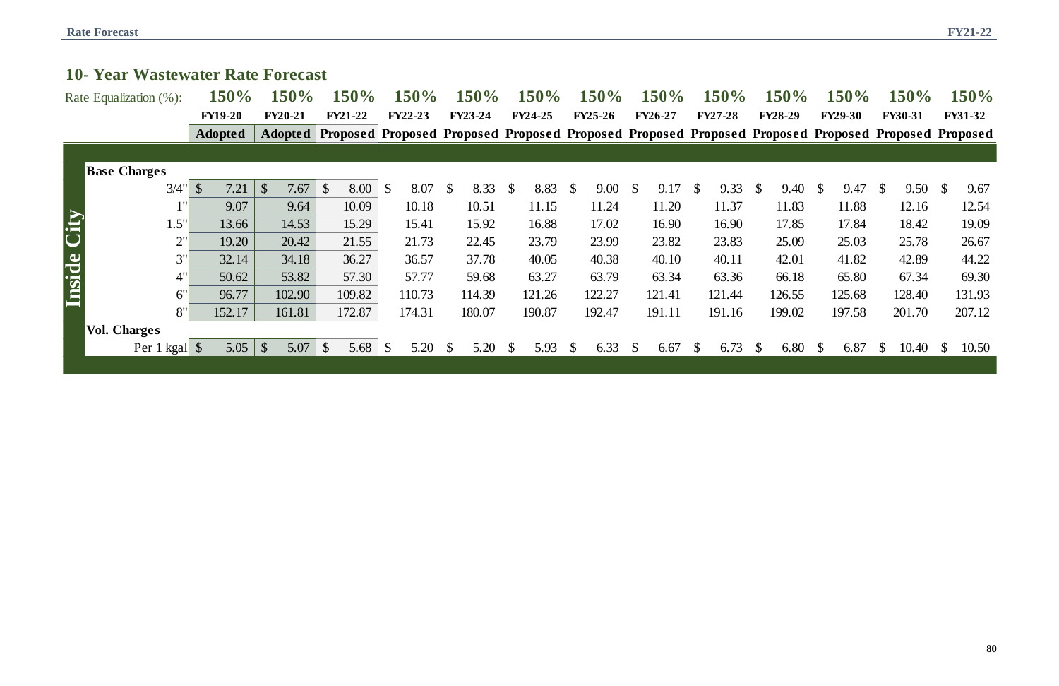## 10- Year Wastewater Rate Forecast

| Rate Equalization (%): | 150% | 150% | 150% | 150% | 150% | 150% | 150% | 150% | 150% | 150% | 150% | 150% | 150% |
|---|---|---|---|---|---|---|---|---|---|---|---|---|---|
| | FY19-20 | FY20-21 | FY21-22 | FY22-23 | FY23-24 | FY24-25 | FY25-26 | FY26-27 | FY27-28 | FY28-29 | FY29-30 | FY30-31 | FY31-32 |
| | Adopted | Adopted | Proposed | Proposed | Proposed | Proposed | Proposed | Proposed | Proposed | Proposed | Proposed | Proposed | Proposed |
| **Inside City** | | | | | | | | | | | | | |
| **Base Charges** | | | | | | | | | | | | | |
| 3/4" | $ 7.21 | $ 7.67 | $ 8.00 | $ 8.07 | $ 8.33 | $ 8.83 | $ 9.00 | $ 9.17 | $ 9.33 | $ 9.40 | $ 9.47 | $ 9.50 | $ 9.67 |
| 1" | 9.07 | 9.64 | 10.09 | 10.18 | 10.51 | 11.15 | 11.24 | 11.20 | 11.37 | 11.83 | 11.88 | 12.16 | 12.54 |
| 1.5" | 13.66 | 14.53 | 15.29 | 15.41 | 15.92 | 16.88 | 17.02 | 16.90 | 16.90 | 17.85 | 17.84 | 18.42 | 19.09 |
| 2" | 19.20 | 20.42 | 21.55 | 21.73 | 22.45 | 23.79 | 23.99 | 23.82 | 23.83 | 25.09 | 25.03 | 25.78 | 26.67 |
| 3" | 32.14 | 34.18 | 36.27 | 36.57 | 37.78 | 40.05 | 40.38 | 40.10 | 40.11 | 42.01 | 41.82 | 42.89 | 44.22 |
| 4" | 50.62 | 53.82 | 57.30 | 57.77 | 59.68 | 63.27 | 63.79 | 63.34 | 63.36 | 66.18 | 65.80 | 67.34 | 69.30 |
| 6" | 96.77 | 102.90 | 109.82 | 110.73 | 114.39 | 121.26 | 122.27 | 121.41 | 121.44 | 126.55 | 125.68 | 128.40 | 131.93 |
| 8" | 152.17 | 161.81 | 172.87 | 174.31 | 180.07 | 190.87 | 192.47 | 191.11 | 191.16 | 199.02 | 197.58 | 201.70 | 207.12 |
| **Vol. Charges** | | | | | | | | | | | | | |
| Per 1 kgal | $ 5.05 | $ 5.07 | $ 5.68 | $ 5.20 | $ 5.20 | $ 5.93 | $ 6.33 | $ 6.67 | $ 6.73 | $ 6.80 | $ 6.87 | $ 10.40 | $ 10.50 |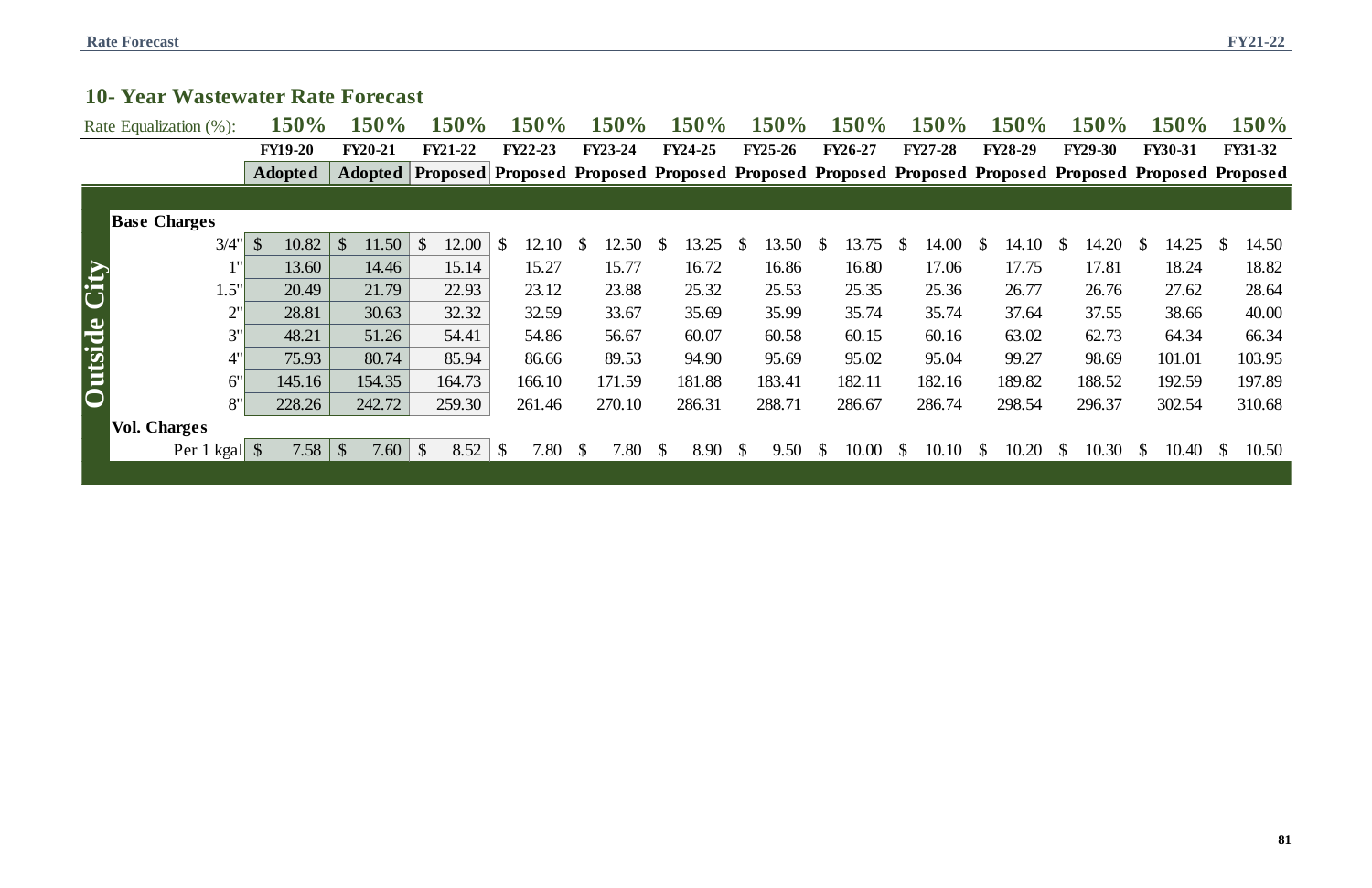## 10- Year Wastewater Rate Forecast

| Rate Equalization (%): | 150% | 150% | 150% | 150% | 150% | 150% | 150% | 150% | 150% | 150% | 150% | 150% | 150% |
|---|---|---|---|---|---|---|---|---|---|---|---|---|---|
| | FY19-20 | FY20-21 | FY21-22 | FY22-23 | FY23-24 | FY24-25 | FY25-26 | FY26-27 | FY27-28 | FY28-29 | FY29-30 | FY30-31 | FY31-32 |
| | Adopted | Adopted | Proposed | Proposed | Proposed | Proposed | Proposed | Proposed | Proposed | Proposed | Proposed | Proposed | Proposed |
| **Outside City** | | | | | | | | | | | | | |
| **Base Charges** | | | | | | | | | | | | | |
| 3/4" | $ 10.82 | $ 11.50 | $ 12.00 | $ 12.10 | $ 12.50 | $ 13.25 | $ 13.50 | $ 13.75 | $ 14.00 | $ 14.10 | $ 14.20 | $ 14.25 | $ 14.50 |
| 1" | 13.60 | 14.46 | 15.14 | 15.27 | 15.77 | 16.72 | 16.86 | 16.80 | 17.06 | 17.75 | 17.81 | 18.24 | 18.82 |
| 1.5" | 20.49 | 21.79 | 22.93 | 23.12 | 23.88 | 25.32 | 25.53 | 25.35 | 25.36 | 26.77 | 26.76 | 27.62 | 28.64 |
| 2" | 28.81 | 30.63 | 32.32 | 32.59 | 33.67 | 35.69 | 35.99 | 35.74 | 35.74 | 37.64 | 37.55 | 38.66 | 40.00 |
| 3" | 48.21 | 51.26 | 54.41 | 54.86 | 56.67 | 60.07 | 60.58 | 60.15 | 60.16 | 63.02 | 62.73 | 64.34 | 66.34 |
| 4" | 75.93 | 80.74 | 85.94 | 86.66 | 89.53 | 94.90 | 95.69 | 95.02 | 95.04 | 99.27 | 98.69 | 101.01 | 103.95 |
| 6" | 145.16 | 154.35 | 164.73 | 166.10 | 171.59 | 181.88 | 183.41 | 182.11 | 182.16 | 189.82 | 188.52 | 192.59 | 197.89 |
| 8" | 228.26 | 242.72 | 259.30 | 261.46 | 270.10 | 286.31 | 288.71 | 286.67 | 286.74 | 298.54 | 296.37 | 302.54 | 310.68 |
| **Vol. Charges** | | | | | | | | | | | | | |
| Per 1 kgal | $ 7.58 | $ 7.60 | $ 8.52 | $ 7.80 | $ 7.80 | $ 8.90 | $ 9.50 | $ 10.00 | $ 10.10 | $ 10.20 | $ 10.30 | $ 10.40 | $ 10.50 |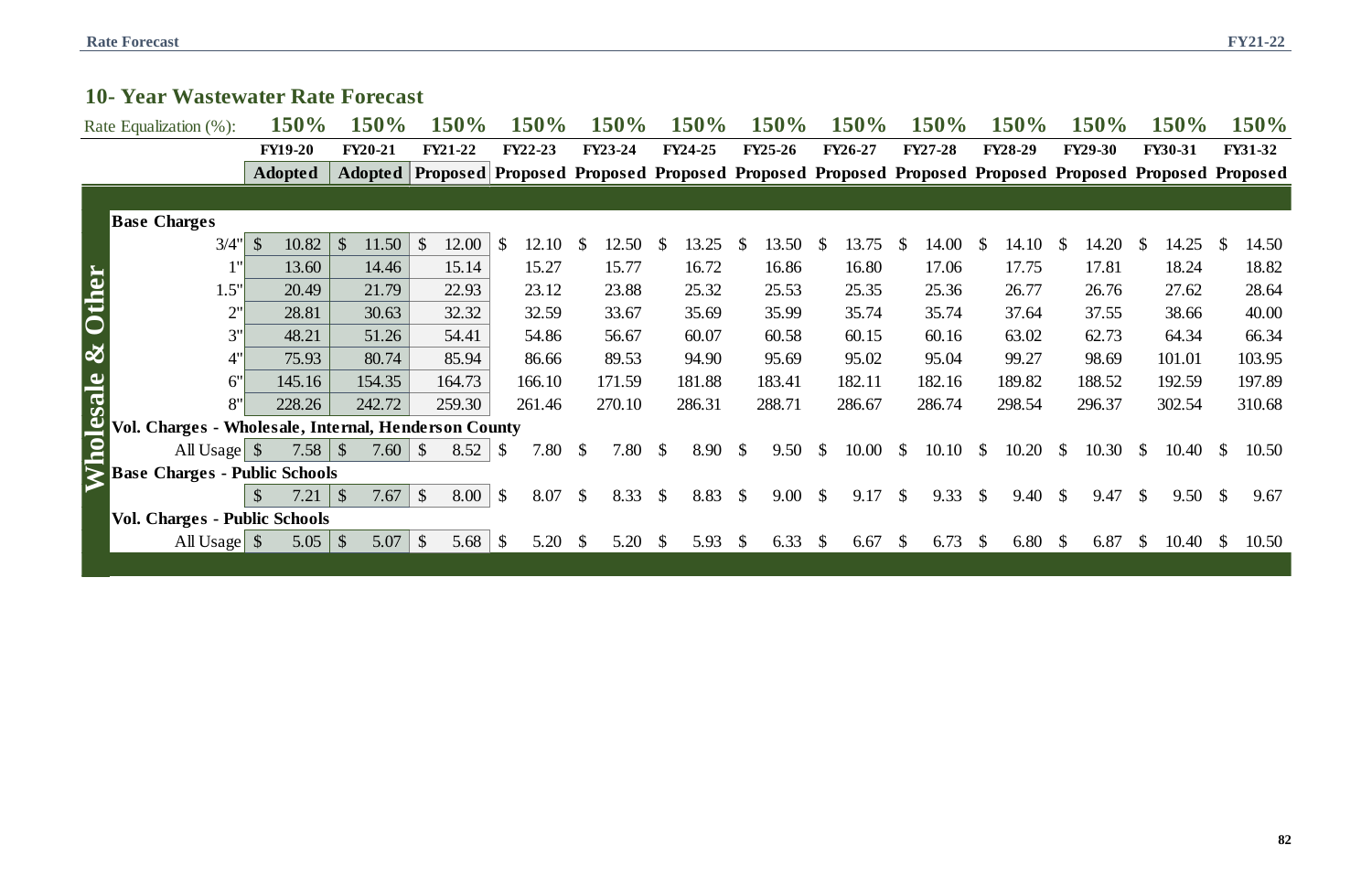## 10- Year Wastewater Rate Forecast

| | | FY19-20 | FY20-21 | FY21-22 | FY22-23 | FY23-24 | FY24-25 | FY25-26 | FY26-27 | FY27-28 | FY28-29 | FY29-30 | FY30-31 | FY31-32 |
|---|---|---|---|---|---|---|---|---|---|---|---|---|---|---|
| | Rate Equalization (%): | 150% | 150% | 150% | 150% | 150% | 150% | 150% | 150% | 150% | 150% | 150% | 150% | 150% |
| | | **Adopted** | **Adopted** | **Proposed** | **Proposed** | **Proposed** | **Proposed** | **Proposed** | **Proposed** | **Proposed** | **Proposed** | **Proposed** | **Proposed** | **Proposed** |
| **Wholesale & Other** | **Base Charges** | | | | | | | | | | | | | |
| | 3/4" | $ 10.82 | $ 11.50 | $ 12.00 | $ 12.10 | $ 12.50 | $ 13.25 | $ 13.50 | $ 13.75 | $ 14.00 | $ 14.10 | $ 14.20 | $ 14.25 | $ 14.50 |
| | 1" | 13.60 | 14.46 | 15.14 | 15.27 | 15.77 | 16.72 | 16.86 | 16.80 | 17.06 | 17.75 | 17.81 | 18.24 | 18.82 |
| | 1.5" | 20.49 | 21.79 | 22.93 | 23.12 | 23.88 | 25.32 | 25.53 | 25.35 | 25.36 | 26.77 | 26.76 | 27.62 | 28.64 |
| | 2" | 28.81 | 30.63 | 32.32 | 32.59 | 33.67 | 35.69 | 35.99 | 35.74 | 35.74 | 37.64 | 37.55 | 38.66 | 40.00 |
| | 3" | 48.21 | 51.26 | 54.41 | 54.86 | 56.67 | 60.07 | 60.58 | 60.15 | 60.16 | 63.02 | 62.73 | 64.34 | 66.34 |
| | 4" | 75.93 | 80.74 | 85.94 | 86.66 | 89.53 | 94.90 | 95.69 | 95.02 | 95.04 | 99.27 | 98.69 | 101.01 | 103.95 |
| | 6" | 145.16 | 154.35 | 164.73 | 166.10 | 171.59 | 181.88 | 183.41 | 182.11 | 182.16 | 189.82 | 188.52 | 192.59 | 197.89 |
| | 8" | 228.26 | 242.72 | 259.30 | 261.46 | 270.10 | 286.31 | 288.71 | 286.67 | 286.74 | 298.54 | 296.37 | 302.54 | 310.68 |
| | **Vol. Charges - Wholesale, Internal, Henderson County** | | | | | | | | | | | | | |
| | All Usage | $ 7.58 | $ 7.60 | $ 8.52 | $ 7.80 | $ 7.80 | $ 8.90 | $ 9.50 | $ 10.00 | $ 10.10 | $ 10.20 | $ 10.30 | $ 10.40 | $ 10.50 |
| | **Base Charges - Public Schools** | | | | | | | | | | | | | |
| | | $ 7.21 | $ 7.67 | $ 8.00 | $ 8.07 | $ 8.33 | $ 8.83 | $ 9.00 | $ 9.17 | $ 9.33 | $ 9.40 | $ 9.47 | $ 9.50 | $ 9.67 |
| | **Vol. Charges - Public Schools** | | | | | | | | | | | | | |
| | All Usage | $ 5.05 | $ 5.07 | $ 5.68 | $ 5.20 | $ 5.20 | $ 5.93 | $ 6.33 | $ 6.67 | $ 6.73 | $ 6.80 | $ 6.87 | $ 10.40 | $ 10.50 |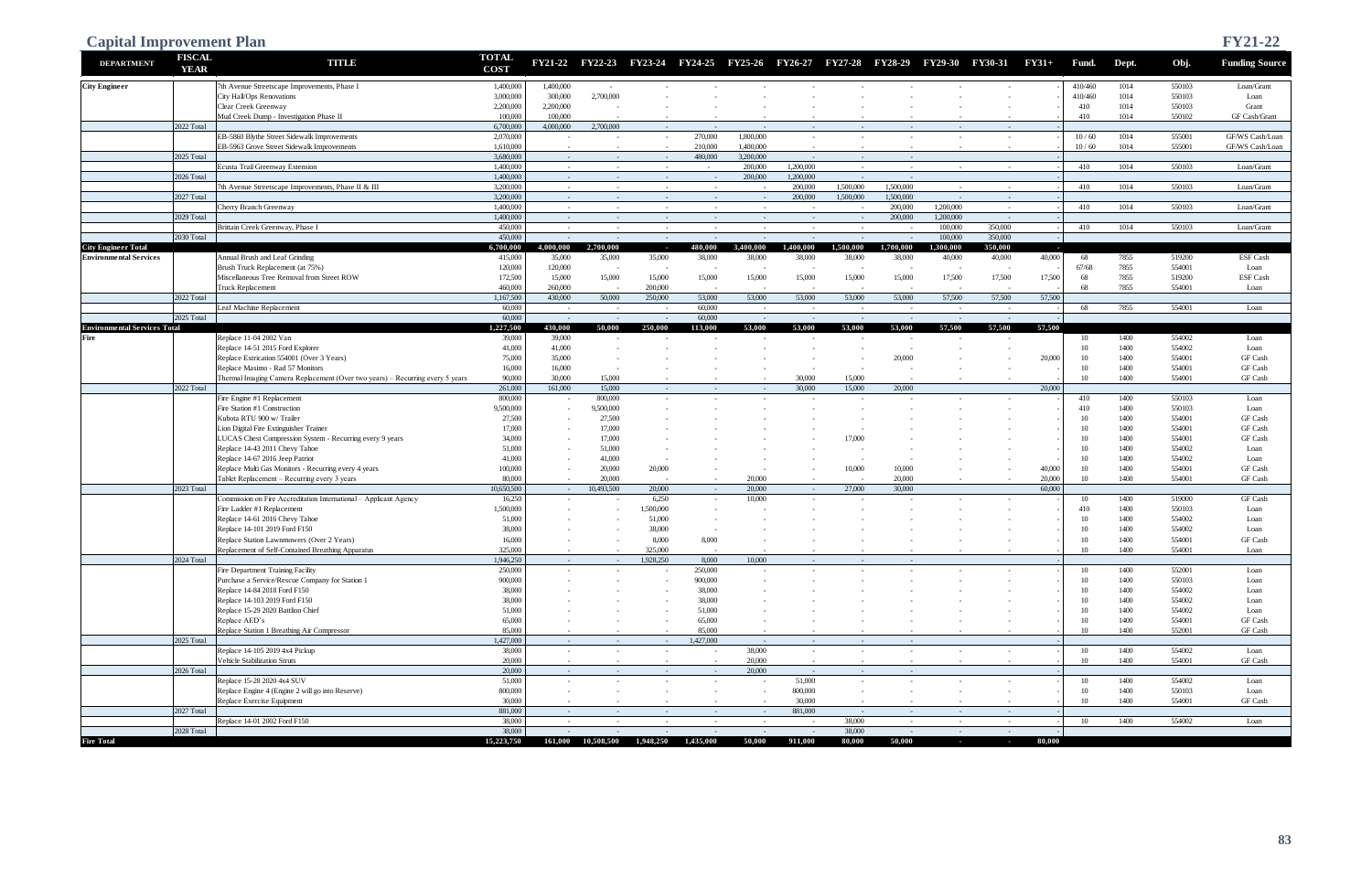# Capital Improvement Plan

**FY21-22**

| DEPARTMENT | FISCAL YEAR | TITLE | TOTAL COST | FY21-22 | FY22-23 | FY23-24 | FY24-25 | FY25-26 | FY26-27 | FY27-28 | FY28-29 | FY29-30 | FY30-31 | FY31+ | Fund. | Dept. | Obj. | Funding Source |
|---|---|---|---|---|---|---|---|---|---|---|---|---|---|---|---|---|---|---|
| City Engineer | | 7th Avenue Streetscape Improvements, Phase I | 1,400,000 | 1,400,000 | - | - | - | - | - | - | - | - | - | - | 410/460 | 1014 | 550103 | Loan/Grant |
| | | City Hall/Ops Renovations | 3,000,000 | 300,000 | 2,700,000 | - | - | - | - | - | - | - | - | - | 410/460 | 1014 | 550103 | Loan |
| | | Clear Creek Greenway | 2,200,000 | 2,200,000 | - | - | - | - | - | - | - | - | - | - | 410 | 1014 | 550103 | Grant |
| | | Mud Creek Dump - Investigation Phase II | 100,000 | 100,000 | - | - | - | - | - | - | - | - | - | - | 410 | 1014 | 550102 | GF Cash/Grant |
| | 2022 Total | | 6,700,000 | 4,000,000 | 2,700,000 | - | - | - | - | - | - | - | - | - | | | | |
| | | EB-5860 Blythe Street Sidewalk Improvements | 2,070,000 | - | - | - | 270,000 | 1,800,000 | - | - | - | - | - | - | 10 / 60 | 1014 | 555001 | GF/WS Cash/Loan |
| | | EB-5963 Grove Street Sidewalk Improvements | 1,610,000 | - | - | - | 210,000 | 1,400,000 | - | - | - | - | - | - | 10 / 60 | 1014 | 555001 | GF/WS Cash/Loan |
| | 2025 Total | | 3,680,000 | - | - | - | 480,000 | 3,200,000 | - | - | - | | | - | | | | |
| | | Ecusta Trail Greenway Extension | 1,400,000 | - | - | - | - | 200,000 | 1,200,000 | - | - | - | - | - | 410 | 1014 | 550103 | Loan/Grant |
| | 2026 Total | | 1,400,000 | - | - | - | - | 200,000 | 1,200,000 | - | - | | | - | | | | |
| | | 7th Avenue Streetscape Improvements, Phase II & III | 3,200,000 | - | - | - | - | - | 200,000 | 1,500,000 | 1,500,000 | - | - | - | 410 | 1014 | 550103 | Loan/Grant |
| | 2027 Total | | 3,200,000 | - | - | - | - | - | 200,000 | 1,500,000 | 1,500,000 | - | - | - | | | | |
| | | Cherry Branch Greenway | 1,400,000 | - | - | - | - | - | - | - | 200,000 | 1,200,000 | - | - | 410 | 1014 | 550103 | Loan/Grant |
| | 2029 Total | | 1,400,000 | - | - | - | - | - | - | - | 200,000 | 1,200,000 | - | - | | | | |
| | | Brittain Creek Greenway, Phase I | 450,000 | - | - | - | - | - | - | - | - | 100,000 | 350,000 | - | 410 | 1014 | 550103 | Loan/Grant |
| | 2030 Total | | 450,000 | - | - | - | - | - | - | - | - | 100,000 | 350,000 | - | | | | |
| **City Engineer Total** | | | **6,700,000** | **4,000,000** | **2,700,000** | **-** | **480,000** | **3,400,000** | **1,400,000** | **1,500,000** | **1,700,000** | **1,300,000** | **350,000** | **-** | | | | |
| Environmental Services | | Annual Brush and Leaf Grinding | 415,000 | 35,000 | 35,000 | 35,000 | 38,000 | 38,000 | 38,000 | 38,000 | 38,000 | 40,000 | 40,000 | 40,000 | 68 | 7855 | 519200 | ESF Cash |
| | | Brush Truck Replacement (at 75%) | 120,000 | 120,000 | - | - | - | - | - | - | - | - | - | - | 67/68 | 7855 | 554001 | Loan |
| | | Miscellaneous Tree Removal from Street ROW | 172,500 | 15,000 | 15,000 | 15,000 | 15,000 | 15,000 | 15,000 | 15,000 | 15,000 | 17,500 | 17,500 | 17,500 | 68 | 7855 | 519200 | ESF Cash |
| | | Truck Replacement | 460,000 | 260,000 | - | 200,000 | - | - | - | - | - | - | - | - | 68 | 7855 | 554001 | Loan |
| | 2022 Total | | 1,167,500 | 430,000 | 50,000 | 250,000 | 53,000 | 53,000 | 53,000 | 53,000 | 53,000 | 57,500 | 57,500 | 57,500 | | | | |
| | | Leaf Machine Replacement | 60,000 | - | - | - | 60,000 | - | - | - | - | - | - | - | 68 | 7855 | 554001 | Loan |
| | 2025 Total | | 60,000 | - | - | - | 60,000 | - | - | - | - | - | - | - | | | | |
| **Environmental Services Total** | | | **1,227,500** | **430,000** | **50,000** | **250,000** | **113,000** | **53,000** | **53,000** | **53,000** | **53,000** | **57,500** | **57,500** | **57,500** | | | | |
| Fire | | Replace 11-04 2002 Van | 39,000 | 39,000 | - | - | - | - | - | - | - | - | - | - | 10 | 1400 | 554002 | Loan |
| | | Replace 14-51 2015 Ford Explorer | 41,000 | 41,000 | - | - | - | - | - | - | - | - | - | - | 10 | 1400 | 554002 | Loan |
| | | Replace Extrication 554001 (Over 3 Years) | 75,000 | 35,000 | - | - | - | - | - | - | 20,000 | - | - | 20,000 | 10 | 1400 | 554001 | GF Cash |
| | | Replace Masimo - Rad 57 Monitors | 16,000 | 16,000 | - | - | - | - | - | - | - | - | - | - | 10 | 1400 | 554001 | GF Cash |
| | | Thermal Imaging Camera Replacement (Over two years) – Recurring every 5 years | 90,000 | 30,000 | 15,000 | - | - | - | 30,000 | 15,000 | - | - | - | - | 10 | 1400 | 554001 | GF Cash |
| | 2022 Total | | 261,000 | 161,000 | 15,000 | - | - | - | 30,000 | 15,000 | 20,000 | | | 20,000 | | | | |
| | | Fire Engine #1 Replacement | 800,000 | - | 800,000 | - | - | - | - | - | - | - | - | - | 410 | 1400 | 550103 | Loan |
| | | Fire Station #1 Construction | 9,500,000 | - | 9,500,000 | - | - | - | - | - | - | - | - | - | 410 | 1400 | 550103 | Loan |
| | | Kubota RTU 900 w/ Trailer | 27,500 | - | 27,500 | - | - | - | - | - | - | - | - | - | 10 | 1400 | 554001 | GF Cash |
| | | Lion Digital Fire Extinguisher Trainer | 17,000 | - | 17,000 | - | - | - | - | - | - | - | - | - | 10 | 1400 | 554001 | GF Cash |
| | | LUCAS Chest Compression System - Recurring every 9 years | 34,000 | - | 17,000 | - | - | - | - | 17,000 | - | - | - | - | 10 | 1400 | 554001 | GF Cash |
| | | Replace 14-43 2011 Chevy Tahoe | 51,000 | - | 51,000 | - | - | - | - | - | - | - | - | - | 10 | 1400 | 554002 | Loan |
| | | Replace 14-67 2016 Jeep Patriot | 41,000 | - | 41,000 | - | - | - | - | - | - | - | - | - | 10 | 1400 | 554002 | Loan |
| | | Replace Multi Gas Monitors - Recurring every 4 years | 100,000 | - | 20,000 | 20,000 | - | - | - | 10,000 | 10,000 | - | - | 40,000 | 10 | 1400 | 554001 | GF Cash |
| | | Tablet Replacement – Recurring every 3 years | 80,000 | - | 20,000 | - | - | 20,000 | - | - | 20,000 | - | - | 20,000 | 10 | 1400 | 554001 | GF Cash |
| | 2023 Total | | 10,650,500 | - | 10,493,500 | 20,000 | - | 20,000 | - | 27,000 | 30,000 | | | 60,000 | | | | |
| | | Commission on Fire Accreditation International – Applicant Agency | 16,250 | - | - | 6,250 | - | 10,000 | - | - | - | - | - | - | 10 | 1400 | 519000 | GF Cash |
| | | Fire Ladder #1 Replacement | 1,500,000 | - | - | 1,500,000 | - | - | - | - | - | - | - | - | 410 | 1400 | 550103 | Loan |
| | | Replace 14-61 2016 Chevy Tahoe | 51,000 | - | - | 51,000 | - | - | - | - | - | - | - | - | 10 | 1400 | 554002 | Loan |
| | | Replace 14-101 2019 Ford F150 | 38,000 | - | - | 38,000 | - | - | - | - | - | - | - | - | 10 | 1400 | 554002 | Loan |
| | | Replace Station Lawnmowers (Over 2 Years) | 16,000 | - | - | 8,000 | 8,000 | - | - | - | - | - | - | - | 10 | 1400 | 554001 | GF Cash |
| | | Replacement of Self-Contained Breathing Apparatus | 325,000 | - | - | 325,000 | - | - | - | - | - | - | - | - | 10 | 1400 | 554001 | Loan |
| | 2024 Total | | 1,946,250 | - | - | 1,928,250 | 8,000 | 10,000 | - | - | - | | | - | | | | |
| | | Fire Department Training Facility | 250,000 | - | - | - | 250,000 | - | - | - | - | - | - | - | 10 | 1400 | 552001 | Loan |
| | | Purchase a Service/Rescue Company for Station 1 | 900,000 | - | - | - | 900,000 | - | - | - | - | - | - | - | 10 | 1400 | 550103 | Loan |
| | | Replace 14-84 2018 Ford F150 | 38,000 | - | - | - | 38,000 | - | - | - | - | - | - | - | 10 | 1400 | 554002 | Loan |
| | | Replace 14-103 2019 Ford F150 | 38,000 | - | - | - | 38,000 | - | - | - | - | - | - | - | 10 | 1400 | 554002 | Loan |
| | | Replace 15-29 2020 Battlion Chief | 51,000 | - | - | - | 51,000 | - | - | - | - | - | - | - | 10 | 1400 | 554002 | Loan |
| | | Replace AED's | 65,000 | - | - | - | 65,000 | - | - | - | - | - | - | - | 10 | 1400 | 554001 | GF Cash |
| | | Replace Station 1 Breathing Air Compressor | 85,000 | - | - | - | 85,000 | - | - | - | - | - | - | - | 10 | 1400 | 552001 | GF Cash |
| | 2025 Total | | 1,427,000 | - | - | - | 1,427,000 | - | - | - | - | | | - | | | | |
| | | Replace 14-105 2019 4x4 Pickup | 38,000 | - | - | - | - | 38,000 | - | - | - | - | - | - | 10 | 1400 | 554002 | Loan |
| | | Vehicle Stabilization Struts | 20,000 | - | - | - | - | 20,000 | - | - | - | - | - | - | 10 | 1400 | 554001 | GF Cash |
| | 2026 Total | | 20,000 | - | - | - | - | 20,000 | - | - | - | | | - | | | | |
| | | Replace 15-28 2020 4x4 SUV | 51,000 | - | - | - | - | - | 51,000 | - | - | - | - | - | 10 | 1400 | 554002 | Loan |
| | | Replace Engine 4 (Engine 2 will go into Reserve) | 800,000 | - | - | - | - | - | 800,000 | - | - | - | - | - | 10 | 1400 | 550103 | Loan |
| | | Replace Exercise Equipment | 30,000 | - | - | - | - | - | 30,000 | - | - | - | - | - | 10 | 1400 | 554001 | GF Cash |
| | 2027 Total | | 881,000 | - | - | - | - | - | 881,000 | - | - | - | - | - | | | | |
| | | Replace 14-01 2002 Ford F150 | 38,000 | - | - | - | - | - | - | 38,000 | - | - | - | - | 10 | 1400 | 554002 | Loan |
| | 2028 Total | | 38,000 | - | - | - | - | - | - | 38,000 | - | - | - | - | | | | |
| **Fire Total** | | | **15,223,750** | **161,000** | **10,508,500** | **1,948,250** | **1,435,000** | **50,000** | **911,000** | **80,000** | **50,000** | **-** | **-** | **80,000** | | | | |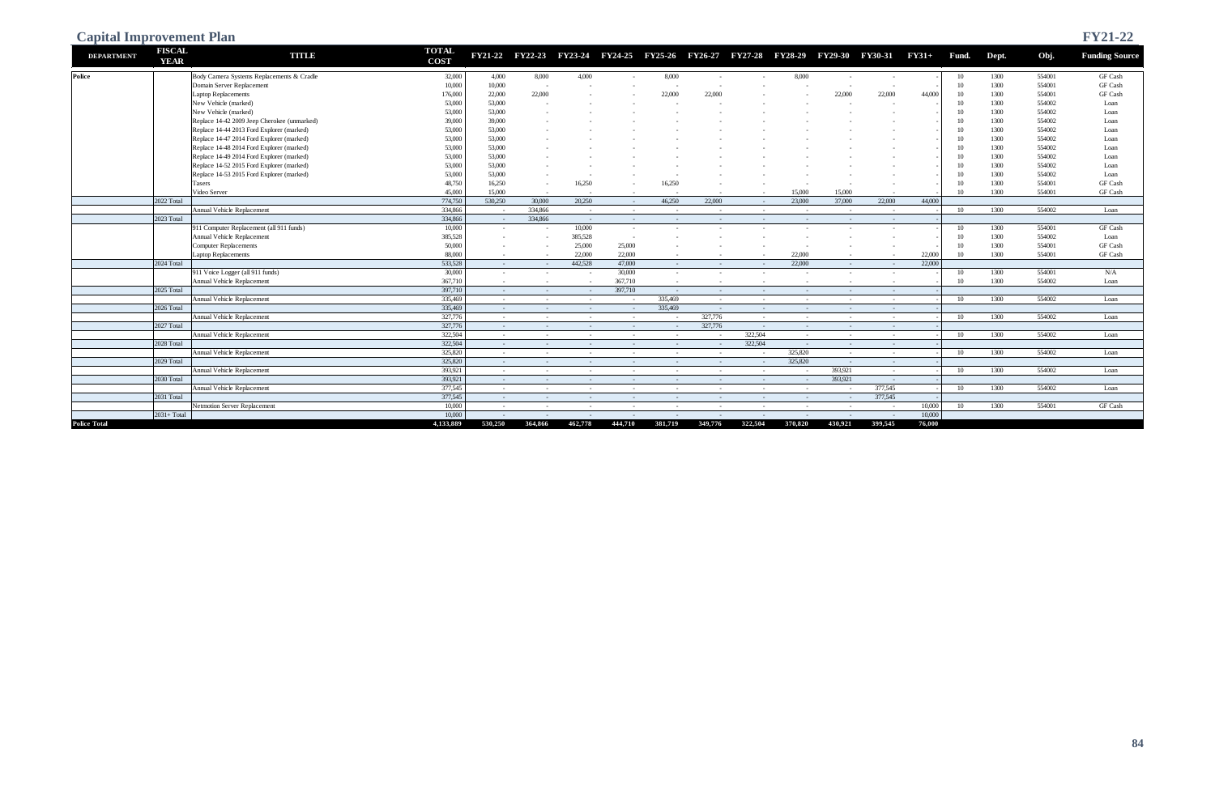# Capital Improvement Plan

## FY21-22

| DEPARTMENT | FISCAL YEAR | TITLE | TOTAL COST | FY21-22 | FY22-23 | FY23-24 | FY24-25 | FY25-26 | FY26-27 | FY27-28 | FY28-29 | FY29-30 | FY30-31 | FY31+ | Fund. | Dept. | Obj. | Funding Source |
|---|---|---|---|---|---|---|---|---|---|---|---|---|---|---|---|---|---|---|
| Police | | Body Camera Systems Replacements & Cradle | 32,000 | 4,000 | 8,000 | 4,000 | - | 8,000 | - | - | 8,000 | - | - | - | 10 | 1300 | 554001 | GF Cash |
| | | Domain Server Replacement | 10,000 | 10,000 | - | - | - | - | - | - | - | - | - | - | 10 | 1300 | 554001 | GF Cash |
| | | Laptop Replacements | 176,000 | 22,000 | 22,000 | - | - | 22,000 | 22,000 | - | - | 22,000 | 22,000 | 44,000 | 10 | 1300 | 554001 | GF Cash |
| | | New Vehicle (marked) | 53,000 | 53,000 | - | - | - | - | - | - | - | - | - | - | 10 | 1300 | 554002 | Loan |
| | | New Vehicle (marked) | 53,000 | 53,000 | - | - | - | - | - | - | - | - | - | - | 10 | 1300 | 554002 | Loan |
| | | Replace 14-42 2009 Jeep Cherokee (unmarked) | 39,000 | 39,000 | - | - | - | - | - | - | - | - | - | - | 10 | 1300 | 554002 | Loan |
| | | Replace 14-44 2013 Ford Explorer (marked) | 53,000 | 53,000 | - | - | - | - | - | - | - | - | - | - | 10 | 1300 | 554002 | Loan |
| | | Replace 14-47 2014 Ford Explorer (marked) | 53,000 | 53,000 | - | - | - | - | - | - | - | - | - | - | 10 | 1300 | 554002 | Loan |
| | | Replace 14-48 2014 Ford Explorer (marked) | 53,000 | 53,000 | - | - | - | - | - | - | - | - | - | - | 10 | 1300 | 554002 | Loan |
| | | Replace 14-49 2014 Ford Explorer (marked) | 53,000 | 53,000 | - | - | - | - | - | - | - | - | - | - | 10 | 1300 | 554002 | Loan |
| | | Replace 14-52 2015 Ford Explorer (marked) | 53,000 | 53,000 | - | - | - | - | - | - | - | - | - | - | 10 | 1300 | 554002 | Loan |
| | | Replace 14-53 2015 Ford Explorer (marked) | 53,000 | 53,000 | - | - | - | - | - | - | - | - | - | - | 10 | 1300 | 554002 | Loan |
| | | Tasers | 48,750 | 16,250 | - | 16,250 | - | 16,250 | - | - | - | - | - | - | 10 | 1300 | 554001 | GF Cash |
| | | Video Server | 45,000 | 15,000 | - | - | - | - | - | - | 15,000 | 15,000 | - | - | 10 | 1300 | 554001 | GF Cash |
| | 2022 Total | | 774,750 | 530,250 | 30,000 | 20,250 | - | 46,250 | 22,000 | - | 23,000 | 37,000 | 22,000 | 44,000 | | | | |
| | | Annual Vehicle Replacement | 334,866 | - | 334,866 | - | - | - | - | - | - | - | - | - | 10 | 1300 | 554002 | Loan |
| | 2023 Total | | 334,866 | - | 334,866 | - | - | - | - | - | - | - | - | - | | | | |
| | | 911 Computer Replacement (all 911 funds) | 10,000 | - | - | 10,000 | - | - | - | - | - | - | - | - | 10 | 1300 | 554001 | GF Cash |
| | | Annual Vehicle Replacement | 385,528 | - | - | 385,528 | - | - | - | - | - | - | - | - | 10 | 1300 | 554002 | Loan |
| | | Computer Replacements | 50,000 | - | - | 25,000 | 25,000 | - | - | - | - | - | - | - | 10 | 1300 | 554001 | GF Cash |
| | | Laptop Replacements | 88,000 | - | - | 22,000 | 22,000 | - | - | - | 22,000 | - | - | 22,000 | 10 | 1300 | 554001 | GF Cash |
| | 2024 Total | | 533,528 | - | - | 442,528 | 47,000 | - | - | - | 22,000 | - | - | 22,000 | | | | |
| | | 911 Voice Logger (all 911 funds) | 30,000 | - | - | - | 30,000 | - | - | - | - | - | - | - | 10 | 1300 | 554001 | N/A |
| | | Annual Vehicle Replacement | 367,710 | - | - | - | 367,710 | - | - | - | - | - | - | - | 10 | 1300 | 554002 | Loan |
| | 2025 Total | | 397,710 | - | - | - | 397,710 | - | - | - | - | - | - | - | | | | |
| | | Annual Vehicle Replacement | 335,469 | - | - | - | - | 335,469 | - | - | - | - | - | - | 10 | 1300 | 554002 | Loan |
| | 2026 Total | | 335,469 | - | - | - | - | 335,469 | - | - | - | - | - | - | | | | |
| | | Annual Vehicle Replacement | 327,776 | - | - | - | - | - | 327,776 | - | - | - | - | - | 10 | 1300 | 554002 | Loan |
| | 2027 Total | | 327,776 | - | - | - | - | - | 327,776 | - | - | - | - | - | | | | |
| | | Annual Vehicle Replacement | 322,504 | - | - | - | - | - | - | 322,504 | - | - | - | - | 10 | 1300 | 554002 | Loan |
| | 2028 Total | | 322,504 | - | - | - | - | - | - | 322,504 | - | - | - | - | | | | |
| | | Annual Vehicle Replacement | 325,820 | - | - | - | - | - | - | - | 325,820 | - | - | - | 10 | 1300 | 554002 | Loan |
| | 2029 Total | | 325,820 | - | - | - | - | - | - | - | 325,820 | - | - | - | | | | |
| | | Annual Vehicle Replacement | 393,921 | - | - | - | - | - | - | - | - | 393,921 | - | - | 10 | 1300 | 554002 | Loan |
| | 2030 Total | | 393,921 | - | - | - | - | - | - | - | - | 393,921 | - | - | | | | |
| | | Annual Vehicle Replacement | 377,545 | - | - | - | - | - | - | - | - | - | 377,545 | - | 10 | 1300 | 554002 | Loan |
| | 2031 Total | | 377,545 | - | - | - | - | - | - | - | - | - | 377,545 | - | | | | |
| | | Netmotion Server Replacement | 10,000 | - | - | - | - | - | - | - | - | - | - | 10,000 | 10 | 1300 | 554001 | GF Cash |
| | 2031+ Total | | 10,000 | - | - | - | - | - | - | - | - | - | - | 10,000 | | | | |
| **Police Total** | | | **4,133,889** | **530,250** | **364,866** | **462,778** | **444,710** | **381,719** | **349,776** | **322,504** | **370,820** | **430,921** | **399,545** | **76,000** | | | | |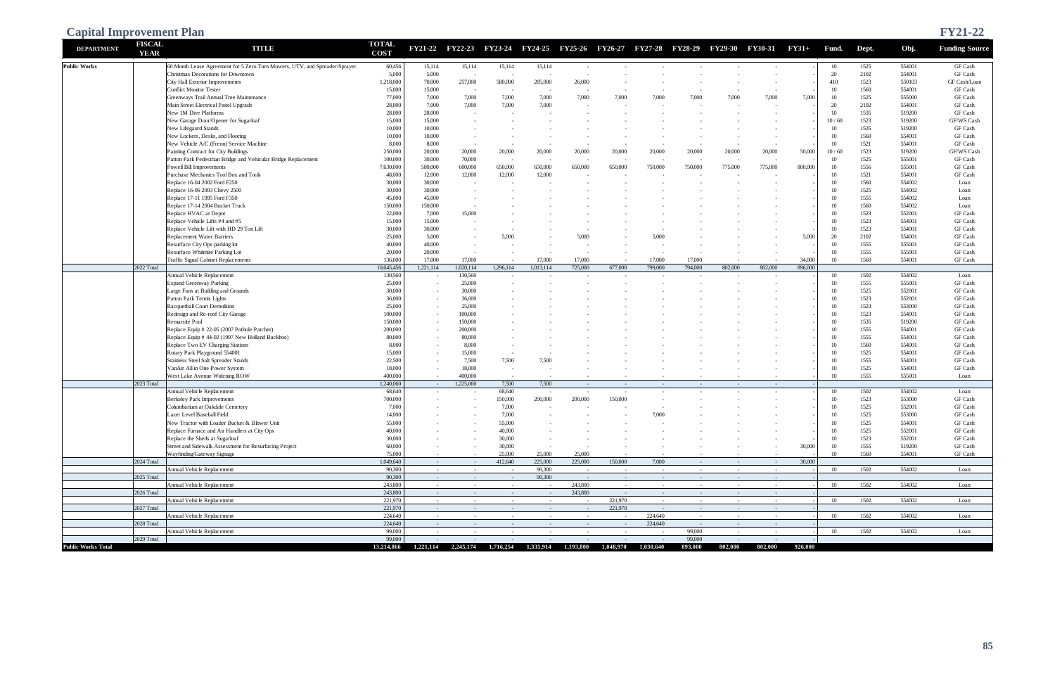# Capital Improvement Plan

**FY21-22**

| DEPARTMENT | FISCAL YEAR | TITLE | TOTAL COST | FY21-22 | FY22-23 | FY23-24 | FY24-25 | FY25-26 | FY26-27 | FY27-28 | FY28-29 | FY29-30 | FY30-31 | FY31+ | Fund. | Dept. | Obj. | Funding Source |
|---|---|---|---|---|---|---|---|---|---|---|---|---|---|---|---|---|---|---|
| Public Works | | 60 Month Lease Agreement for 5 Zero Turn Mowers, UTV, and Spreader/Sprayer | 60,456 | 15,114 | 15,114 | 15,114 | 15,114 | - | - | - | - | - | - | - | 10 | 1525 | 554001 | GF Cash |
| | | Christmas Decorations for Downtown | 5,000 | 5,000 | - | - | - | - | - | - | - | - | - | - | 20 | 2102 | 554001 | GF Cash |
| | | City Hall Exterior Improvements | 1,218,000 | 70,000 | 257,000 | 580,000 | 285,000 | 26,000 | - | - | - | - | - | - | 410 | 1523 | 550103 | GF Cash/Loan |
| | | Conflict Monitor Tester | 15,000 | 15,000 | - | - | - | - | - | - | - | - | - | - | 10 | 1560 | 554001 | GF Cash |
| | | Greenways Trail Annual Tree Maintenance | 77,000 | 7,000 | 7,000 | 7,000 | 7,000 | 7,000 | 7,000 | 7,000 | 7,000 | 7,000 | 7,000 | 7,000 | 10 | 1525 | 555000 | GF Cash |
| | | Main Street Electrical Panel Upgrade | 28,000 | 7,000 | 7,000 | 7,000 | 7,000 | - | - | - | - | - | - | - | 20 | 2102 | 554001 | GF Cash |
| | | New 1M Dive Platforms | 28,000 | 28,000 | - | - | - | - | - | - | - | - | - | - | 10 | 1535 | 519200 | GF Cash |
| | | New Garage Door/Opener for Sugarloaf | 15,000 | 15,000 | - | - | - | - | - | - | - | - | - | - | 10 / 60 | 1523 | 519200 | GF/WS Cash |
| | | New Lifeguard Stands | 10,000 | 10,000 | - | - | - | - | - | - | - | - | - | - | 10 | 1535 | 519200 | GF Cash |
| | | New Lockers, Desks, and Flooring | 10,000 | 10,000 | - | - | - | - | - | - | - | - | - | - | 10 | 1560 | 554001 | GF Cash |
| | | New Vehicle A/C (Freon) Service Machine | 8,000 | 8,000 | - | - | - | - | - | - | - | - | - | - | 10 | 1521 | 554001 | GF Cash |
| | | Painting Contract for City Buildings | 250,000 | 20,000 | 20,000 | 20,000 | 20,000 | 20,000 | 20,000 | 20,000 | 20,000 | 20,000 | 20,000 | 50,000 | 10 / 60 | 1523 | 519200 | GF/WS Cash |
| | | Patton Park Pedestrian Bridge and Vehicular Bridge Replacement | 100,000 | 30,000 | 70,000 | - | - | - | - | - | - | - | - | - | 10 | 1525 | 555001 | GF Cash |
| | | Powell Bill Improvements | 7,630,000 | 580,000 | 600,000 | 650,000 | 650,000 | 650,000 | 650,000 | 750,000 | 750,000 | 775,000 | 775,000 | 800,000 | 10 | 1556 | 555001 | GF Cash |
| | | Purchase Mechanics Tool Box and Tools | 48,000 | 12,000 | 12,000 | 12,000 | 12,000 | - | - | - | - | - | - | - | 10 | 1521 | 554001 | GF Cash |
| | | Replace 16-04 2002 Ford F250 | 30,000 | 30,000 | - | - | - | - | - | - | - | - | - | - | 10 | 1560 | 554002 | Loan |
| | | Replace 16-06 2003 Chevy 2500 | 30,000 | 30,000 | - | - | - | - | - | - | - | - | - | - | 10 | 1525 | 554002 | Loan |
| | | Replace 17-11 1995 Ford F350 | 45,000 | 45,000 | - | - | - | - | - | - | - | - | - | - | 10 | 1555 | 554002 | Loan |
| | | Replace 17-14 2004 Bucket Truck | 150,000 | 150,000 | - | - | - | - | - | - | - | - | - | - | 10 | 1560 | 554002 | Loan |
| | | Replace HVAC at Depot | 22,000 | 7,000 | 15,000 | - | - | - | - | - | - | - | - | - | 10 | 1523 | 552001 | GF Cash |
| | | Replace Vehicle Lifts #4 and #5 | 15,000 | 15,000 | - | - | - | - | - | - | - | - | - | - | 10 | 1523 | 554001 | GF Cash |
| | | Replace Vehicle Lift with HD 29 Ton Lift | 30,000 | 30,000 | - | - | - | - | - | - | - | - | - | - | 10 | 1523 | 554001 | GF Cash |
| | | Replacement Water Barriers | 25,000 | 5,000 | - | 5,000 | - | 5,000 | - | 5,000 | - | - | - | 5,000 | 20 | 2102 | 554001 | GF Cash |
| | | Resurface City Ops parking lot | 40,000 | 40,000 | - | - | - | - | - | - | - | - | - | - | 10 | 1555 | 555001 | GF Cash |
| | | Resurface Whitmire Parking Lot | 20,000 | 20,000 | - | - | - | - | - | - | - | - | - | - | 10 | 1555 | 555001 | GF Cash |
| | | Traffic Signal Cabinet Replacements | 136,000 | 17,000 | 17,000 | - | 17,000 | 17,000 | - | 17,000 | 17,000 | - | - | 34,000 | 10 | 1560 | 554001 | GF Cash |
| | 2022 Total | | 10,045,456 | 1,221,114 | 1,020,114 | 1,296,114 | 1,013,114 | 725,000 | 677,000 | 799,000 | 794,000 | 802,000 | 802,000 | 896,000 | | | | |
| | | Annual Vehicle Replacement | 130,560 | - | 130,560 | - | - | - | - | - | - | - | - | - | 10 | 1502 | 554002 | Loan |
| | | Expand Greenway Parking | 25,000 | - | 25,000 | - | - | - | - | - | - | - | - | - | 10 | 1555 | 555001 | GF Cash |
| | | Large Fans at Building and Grounds | 30,000 | - | 30,000 | - | - | - | - | - | - | - | - | - | 10 | 1525 | 552001 | GF Cash |
| | | Patton Park Tennis Lights | 36,000 | - | 36,000 | - | - | - | - | - | - | - | - | - | 10 | 1523 | 552001 | GF Cash |
| | | Racquetball Court Demolition | 25,000 | - | 25,000 | - | - | - | - | - | - | - | - | - | 10 | 1523 | 553000 | GF Cash |
| | | Redesign and Re-roof City Garage | 100,000 | - | 100,000 | - | - | - | - | - | - | - | - | - | 10 | 1523 | 554001 | GF Cash |
| | | Remarsite Pool | 150,000 | - | 150,000 | - | - | - | - | - | - | - | - | - | 10 | 1535 | 519200 | GF Cash |
| | | Replace Equip # 22-05 (2007 Pothole Patcher) | 200,000 | - | 200,000 | - | - | - | - | - | - | - | - | - | 10 | 1555 | 554001 | GF Cash |
| | | Replace Equip # 44-02 (1997 New Holland Backhoe) | 80,000 | - | 80,000 | - | - | - | - | - | - | - | - | - | 10 | 1555 | 554001 | GF Cash |
| | | Replace Two EV Charging Stations | 8,000 | - | 8,000 | - | - | - | - | - | - | - | - | - | 10 | 1560 | 554001 | GF Cash |
| | | Rotary Park Playground 554001 | 15,000 | - | 15,000 | - | - | - | - | - | - | - | - | - | 10 | 1525 | 554001 | GF Cash |
| | | Stainless Steel Salt Spreader Stands | 22,500 | - | 7,500 | 7,500 | 7,500 | - | - | - | - | - | - | - | 10 | 1555 | 554001 | GF Cash |
| | | VanAir All in One Power System | 18,000 | - | 18,000 | - | - | - | - | - | - | - | - | - | 10 | 1525 | 554001 | GF Cash |
| | | West Lake Avenue Widening ROW | 400,000 | - | 400,000 | - | - | - | - | - | - | - | - | - | 10 | 1555 | 555001 | Loan |
| | 2023 Total | | 1,240,060 | - | 1,225,060 | 7,500 | 7,500 | - | - | - | - | - | - | - | | | | |
| | | Annual Vehicle Replacement | 68,640 | - | - | 68,640 | - | - | - | - | - | - | - | - | 10 | 1502 | 554002 | Loan |
| | | Berkeley Park Improvements | 700,000 | - | - | 150,000 | 200,000 | 200,000 | 150,000 | - | - | - | - | - | 10 | 1523 | 553000 | GF Cash |
| | | Columbarium at Oakdale Cemetery | 7,000 | - | - | 7,000 | - | - | - | - | - | - | - | - | 10 | 1525 | 552001 | GF Cash |
| | | Lazer Level Baseball Field | 14,000 | - | - | 7,000 | - | - | - | 7,000 | - | - | - | - | 10 | 1525 | 553000 | GF Cash |
| | | New Tractor with Loader Bucket & Blower Unit | 55,000 | - | - | 55,000 | - | - | - | - | - | - | - | - | 10 | 1525 | 554001 | GF Cash |
| | | Replace Furnace and Air Handlers at City Ops | 40,000 | - | - | 40,000 | - | - | - | - | - | - | - | - | 10 | 1525 | 552001 | GF Cash |
| | | Replace the Sheds at Sugarloaf | 30,000 | - | - | 30,000 | - | - | - | - | - | - | - | - | 10 | 1523 | 552001 | GF Cash |
| | | Street and Sidewalk Assessment for Resurfacing Project | 60,000 | - | - | 30,000 | - | - | - | - | - | - | - | 30,000 | 10 | 1555 | 519200 | GF Cash |
| | | Wayfinding/Gateway Signage | 75,000 | - | - | 25,000 | 25,000 | 25,000 | - | - | - | - | - | - | 10 | 1560 | 554001 | GF Cash |
| | 2024 Total | | 1,049,640 | - | - | 412,640 | 225,000 | 225,000 | 150,000 | 7,000 | - | - | - | 30,000 | | | | |
| | | Annual Vehicle Replacement | 90,300 | - | - | - | 90,300 | - | - | - | - | - | - | - | 10 | 1502 | 554002 | Loan |
| | 2025 Total | | 90,300 | - | - | - | 90,300 | - | - | - | - | - | - | - | | | | |
| | | Annual Vehicle Replacement | 243,800 | - | - | - | - | 243,800 | - | - | - | - | - | - | 10 | 1502 | 554002 | Loan |
| | 2026 Total | | 243,800 | - | - | - | - | 243,800 | - | - | - | - | - | - | | | | |
| | | Annual Vehicle Replacement | 221,970 | - | - | - | - | - | 221,970 | - | - | - | - | - | 10 | 1502 | 554002 | Loan |
| | 2027 Total | | 221,970 | - | - | - | - | - | 221,970 | - | - | - | - | - | | | | |
| | | Annual Vehicle Replacement | 224,640 | - | - | - | - | - | - | 224,640 | - | - | - | - | 10 | 1502 | 554002 | Loan |
| | 2028 Total | | 224,640 | - | - | - | - | - | - | 224,640 | - | - | - | - | | | | |
| | | Annual Vehicle Replacement | 99,000 | - | - | - | - | - | - | - | 99,000 | - | - | - | 10 | 1502 | 554002 | Loan |
| | 2029 Total | | 99,000 | - | - | - | - | - | - | - | 99,000 | - | - | - | | | | |
| **Public Works Total** | | | **13,214,866** | **1,221,114** | **2,245,174** | **1,716,254** | **1,335,914** | **1,193,800** | **1,048,970** | **1,030,640** | **893,000** | **802,000** | **802,000** | **926,000** | | | | |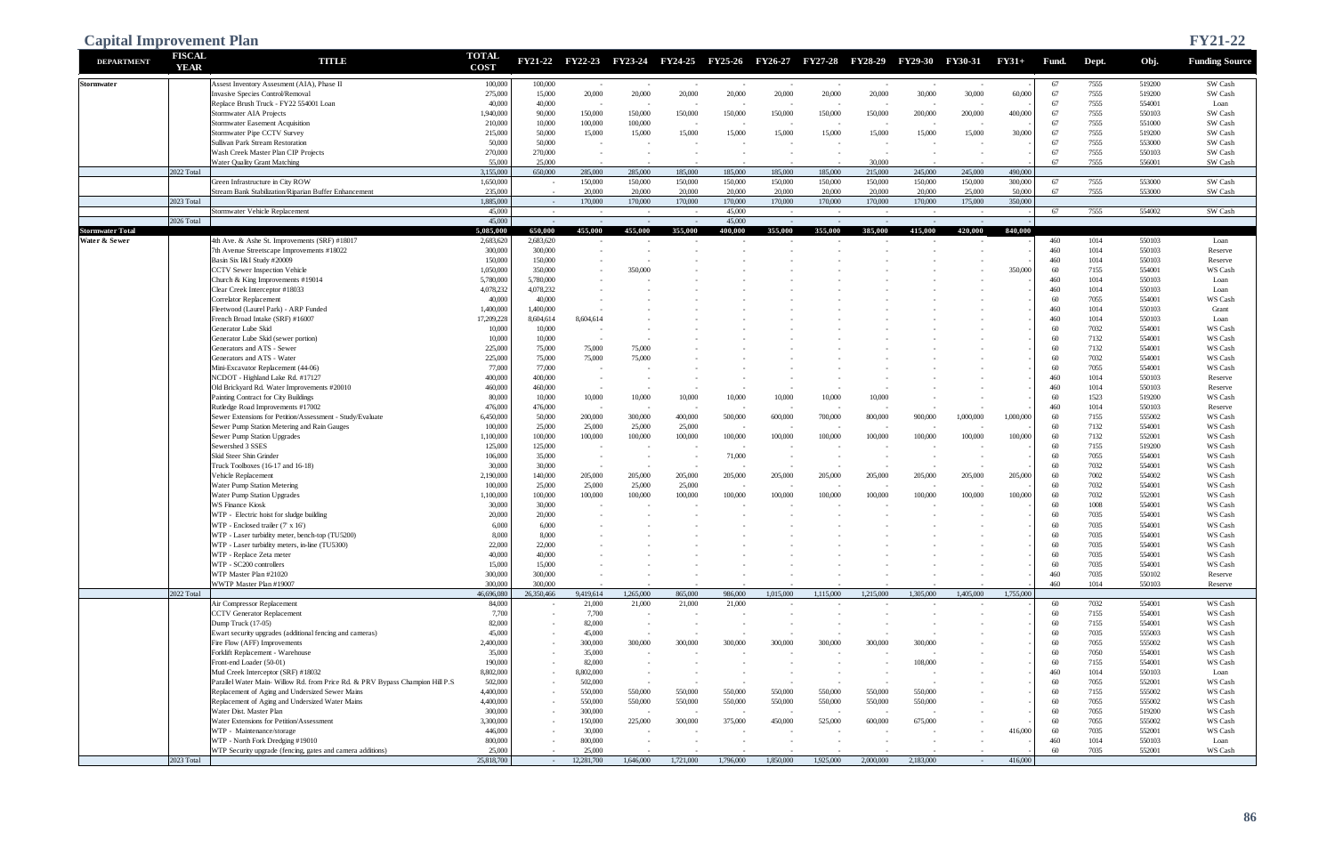# Capital Improvement Plan

FY21-22

| DEPARTMENT | FISCAL YEAR | TITLE | TOTAL COST | FY21-22 | FY22-23 | FY23-24 | FY24-25 | FY25-26 | FY26-27 | FY27-28 | FY28-29 | FY29-30 | FY30-31 | FY31+ | Fund. | Dept. | Obj. | Funding Source |
|---|---|---|---|---|---|---|---|---|---|---|---|---|---|---|---|---|---|---|
| Stormwater | | Assest Inventory Assesment (AIA), Phase II | 100,000 | 100,000 | - | - | - | - | - | - | - | - | - | - | 67 | 7555 | 519200 | SW Cash |
| | | Invasive Species Control/Removal | 275,000 | 15,000 | 20,000 | 20,000 | 20,000 | 20,000 | 20,000 | 20,000 | 20,000 | 30,000 | 30,000 | 60,000 | 67 | 7555 | 519200 | SW Cash |
| | | Replace Brush Truck - FY22 554001 Loan | 40,000 | 40,000 | - | - | - | - | - | - | - | - | - | - | 67 | 7555 | 554001 | Loan |
| | | Stormwater AIA Projects | 1,940,000 | 90,000 | 150,000 | 150,000 | 150,000 | 150,000 | 150,000 | 150,000 | 150,000 | 200,000 | 200,000 | 400,000 | 67 | 7555 | 550103 | SW Cash |
| | | Stormwater Easement Acquisition | 210,000 | 10,000 | 100,000 | 100,000 | - | - | - | - | - | - | - | - | 67 | 7555 | 551000 | SW Cash |
| | | Stormwater Pipe CCTV Survey | 215,000 | 50,000 | 15,000 | 15,000 | 15,000 | 15,000 | 15,000 | 15,000 | 15,000 | 15,000 | 15,000 | 30,000 | 67 | 7555 | 519200 | SW Cash |
| | | Sullivan Park Stream Restoration | 50,000 | 50,000 | - | - | - | - | - | - | - | - | - | - | 67 | 7555 | 553000 | SW Cash |
| | | Wash Creek Master Plan CIP Projects | 270,000 | 270,000 | - | - | - | - | - | - | - | - | - | - | 67 | 7555 | 550103 | SW Cash |
| | | Water Quality Grant Matching | 55,000 | 25,000 | - | - | - | - | - | - | 30,000 | - | - | - | 67 | 7555 | 556001 | SW Cash |
| | 2022 Total | | 3,155,000 | 650,000 | 285,000 | 285,000 | 185,000 | 185,000 | 185,000 | 185,000 | 215,000 | 245,000 | 245,000 | 490,000 | | | | |
| | | Green Infrastructure in City ROW | 1,650,000 | - | 150,000 | 150,000 | 150,000 | 150,000 | 150,000 | 150,000 | 150,000 | 150,000 | 150,000 | 300,000 | 67 | 7555 | 553000 | SW Cash |
| | | Stream Bank Stabilization/Riparian Buffer Enhancement | 235,000 | - | 20,000 | 20,000 | 20,000 | 20,000 | 20,000 | 20,000 | 20,000 | 20,000 | 25,000 | 50,000 | 67 | 7555 | 553000 | SW Cash |
| | 2023 Total | | 1,885,000 | - | 170,000 | 170,000 | 170,000 | 170,000 | 170,000 | 170,000 | 170,000 | 170,000 | 175,000 | 350,000 | | | | |
| | | Stormwater Vehicle Replacement | 45,000 | - | - | - | - | 45,000 | - | - | - | - | - | - | 67 | 7555 | 554002 | SW Cash |
| | 2026 Total | | 45,000 | - | - | - | - | 45,000 | - | - | - | - | - | - | | | | |
| Stormwater Total | | | 5,085,000 | 650,000 | 455,000 | 455,000 | 355,000 | 400,000 | 355,000 | 355,000 | 385,000 | 415,000 | 420,000 | 840,000 | | | | |
| Water & Sewer | | 4th Ave. & Ashe St. Improvements (SRF) #18017 | 2,683,620 | 2,683,620 | - | - | - | - | - | - | - | - | - | - | 460 | 1014 | 550103 | Loan |
| | | 7th Avenue Streetscape Improvements #18022 | 300,000 | 300,000 | - | - | - | - | - | - | - | - | - | - | 460 | 1014 | 550103 | Reserve |
| | | Basin Six I&I Study #20009 | 150,000 | 150,000 | - | - | - | - | - | - | - | - | - | - | 460 | 1014 | 550103 | Reserve |
| | | CCTV Sewer Inspection Vehicle | 1,050,000 | 350,000 | - | 350,000 | - | - | - | - | - | - | - | 350,000 | 60 | 7155 | 554001 | WS Cash |
| | | Church & King Improvements #19014 | 5,780,000 | 5,780,000 | - | - | - | - | - | - | - | - | - | - | 460 | 1014 | 550103 | Loan |
| | | Clear Creek Interceptor #18033 | 4,078,232 | 4,078,232 | - | - | - | - | - | - | - | - | - | - | 460 | 1014 | 550103 | Loan |
| | | Correlator Replacement | 40,000 | 40,000 | - | - | - | - | - | - | - | - | - | - | 60 | 7055 | 554001 | WS Cash |
| | | Fleetwood (Laurel Park) - ARP Funded | 1,400,000 | 1,400,000 | - | - | - | - | - | - | - | - | - | - | 460 | 1014 | 550103 | Grant |
| | | French Broad Intake (SRF) #16007 | 17,209,228 | 8,604,614 | 8,604,614 | - | - | - | - | - | - | - | - | - | 460 | 1014 | 550103 | Loan |
| | | Generator Lube Skid | 10,000 | 10,000 | - | - | - | - | - | - | - | - | - | - | 60 | 7032 | 554001 | WS Cash |
| | | Generator Lube Skid (sewer portion) | 10,000 | 10,000 | - | - | - | - | - | - | - | - | - | - | 60 | 7132 | 554001 | WS Cash |
| | | Generators and ATS - Sewer | 225,000 | 75,000 | 75,000 | 75,000 | - | - | - | - | - | - | - | - | 60 | 7132 | 554001 | WS Cash |
| | | Generators and ATS - Water | 225,000 | 75,000 | 75,000 | 75,000 | - | - | - | - | - | - | - | - | 60 | 7032 | 554001 | WS Cash |
| | | Mini-Excavator Replacement (44-06) | 77,000 | 77,000 | - | - | - | - | - | - | - | - | - | - | 60 | 7055 | 554001 | WS Cash |
| | | NCDOT - Highland Lake Rd. #17127 | 400,000 | 400,000 | - | - | - | - | - | - | - | - | - | - | 460 | 1014 | 550103 | Reserve |
| | | Old Brickyard Rd. Water Improvements #20010 | 460,000 | 460,000 | - | - | - | - | - | - | - | - | - | - | 460 | 1014 | 550103 | Reserve |
| | | Painting Contract for City Buildings | 80,000 | 10,000 | 10,000 | 10,000 | 10,000 | 10,000 | 10,000 | 10,000 | 10,000 | - | - | - | 60 | 1523 | 519200 | WS Cash |
| | | Rutledge Road Improvements #17002 | 476,000 | 476,000 | - | - | - | - | - | - | - | - | - | - | 460 | 1014 | 550103 | Reserve |
| | | Sewer Extensions for Petition/Assessment - Study/Evaluate | 6,450,000 | 50,000 | 200,000 | 300,000 | 400,000 | 500,000 | 600,000 | 700,000 | 800,000 | 900,000 | 1,000,000 | 1,000,000 | 60 | 7155 | 555002 | WS Cash |
| | | Sewer Pump Station Metering and Rain Gauges | 100,000 | 25,000 | 25,000 | 25,000 | 25,000 | - | - | - | - | - | - | - | 60 | 7132 | 554001 | WS Cash |
| | | Sewer Pump Station Upgrades | 1,100,000 | 100,000 | 100,000 | 100,000 | 100,000 | 100,000 | 100,000 | 100,000 | 100,000 | 100,000 | 100,000 | 100,000 | 60 | 7132 | 552001 | WS Cash |
| | | Sewershed 3 SSES | 125,000 | 125,000 | - | - | - | - | - | - | - | - | - | - | 60 | 7155 | 519200 | WS Cash |
| | | Skid Steer Shin Grinder | 106,000 | 35,000 | - | - | - | 71,000 | - | - | - | - | - | - | 60 | 7055 | 554001 | WS Cash |
| | | Truck Toolboxes (16-17 and 16-18) | 30,000 | 30,000 | - | - | - | - | - | - | - | - | - | - | 60 | 7032 | 554001 | WS Cash |
| | | Vehicle Replacement | 2,190,000 | 140,000 | 205,000 | 205,000 | 205,000 | 205,000 | 205,000 | 205,000 | 205,000 | 205,000 | 205,000 | 205,000 | 60 | 7002 | 554002 | WS Cash |
| | | Water Pump Station Metering | 100,000 | 25,000 | 25,000 | 25,000 | 25,000 | - | - | - | - | - | - | - | 60 | 7032 | 554001 | WS Cash |
| | | Water Pump Station Upgrades | 1,100,000 | 100,000 | 100,000 | 100,000 | 100,000 | 100,000 | 100,000 | 100,000 | 100,000 | 100,000 | 100,000 | 100,000 | 60 | 7032 | 552001 | WS Cash |
| | | WS Finance Kiosk | 30,000 | 30,000 | - | - | - | - | - | - | - | - | - | - | 60 | 1008 | 554001 | WS Cash |
| | | WTP - Electric hoist for sludge building | 20,000 | 20,000 | - | - | - | - | - | - | - | - | - | - | 60 | 7035 | 554001 | WS Cash |
| | | WTP - Enclosed trailer (7' x 16') | 6,000 | 6,000 | - | - | - | - | - | - | - | - | - | - | 60 | 7035 | 554001 | WS Cash |
| | | WTP - Laser turbidity meter, bench-top (TU5200) | 8,000 | 8,000 | - | - | - | - | - | - | - | - | - | - | 60 | 7035 | 554001 | WS Cash |
| | | WTP - Laser turbidity meters, in-line (TU5300) | 22,000 | 22,000 | - | - | - | - | - | - | - | - | - | - | 60 | 7035 | 554001 | WS Cash |
| | | WTP - Replace Zeta meter | 40,000 | 40,000 | - | - | - | - | - | - | - | - | - | - | 60 | 7035 | 554001 | WS Cash |
| | | WTP - SC200 controllers | 15,000 | 15,000 | - | - | - | - | - | - | - | - | - | - | 60 | 7035 | 554001 | WS Cash |
| | | WTP Master Plan #21020 | 300,000 | 300,000 | - | - | - | - | - | - | - | - | - | - | 460 | 7035 | 550102 | Reserve |
| | | WWTP Master Plan #19007 | 300,000 | 300,000 | - | - | - | - | - | - | - | - | - | - | 460 | 1014 | 550103 | Reserve |
| | 2022 Total | | 46,696,080 | 26,350,466 | 9,419,614 | 1,265,000 | 865,000 | 986,000 | 1,015,000 | 1,115,000 | 1,215,000 | 1,305,000 | 1,405,000 | 1,755,000 | | | | |
| | | Air Compressor Replacement | 84,000 | - | 21,000 | 21,000 | 21,000 | 21,000 | - | - | - | - | - | - | 60 | 7032 | 554001 | WS Cash |
| | | CCTV Generator Replacement | 7,700 | - | 7,700 | - | - | - | - | - | - | - | - | - | 60 | 7155 | 554001 | WS Cash |
| | | Dump Truck (17-05) | 82,000 | - | 82,000 | - | - | - | - | - | - | - | - | - | 60 | 7155 | 554001 | WS Cash |
| | | Ewart security upgrades (additional fencing and cameras) | 45,000 | - | 45,000 | - | - | - | - | - | - | - | - | - | 60 | 7035 | 555003 | WS Cash |
| | | Fire Flow (AFF) Improvements | 2,400,000 | - | 300,000 | 300,000 | 300,000 | 300,000 | 300,000 | 300,000 | 300,000 | 300,000 | - | - | 60 | 7055 | 555002 | WS Cash |
| | | Forklift Replacement - Warehouse | 35,000 | - | 35,000 | - | - | - | - | - | - | - | - | - | 60 | 7050 | 554001 | WS Cash |
| | | Front-end Loader (50-01) | 190,000 | - | 82,000 | - | - | - | - | - | - | 108,000 | - | - | 60 | 7155 | 554001 | WS Cash |
| | | Mud Creek Interceptor (SRF) #18032 | 8,802,000 | - | 8,802,000 | - | - | - | - | - | - | - | - | - | 460 | 1014 | 550103 | Loan |
| | | Parallel Water Main- Willow Rd. from Price Rd. & PRV Bypass Champion Hill P.S | 502,000 | - | 502,000 | - | - | - | - | - | - | - | - | - | 60 | 7055 | 552001 | WS Cash |
| | | Replacement of Aging and Undersized Sewer Mains | 4,400,000 | - | 550,000 | 550,000 | 550,000 | 550,000 | 550,000 | 550,000 | 550,000 | 550,000 | - | - | 60 | 7155 | 555002 | WS Cash |
| | | Replacement of Aging and Undersized Water Mains | 4,400,000 | - | 550,000 | 550,000 | 550,000 | 550,000 | 550,000 | 550,000 | 550,000 | 550,000 | - | - | 60 | 7055 | 555002 | WS Cash |
| | | Water Dist. Master Plan | 300,000 | - | 300,000 | - | - | - | - | - | - | - | - | - | 60 | 7055 | 519200 | WS Cash |
| | | Water Extensions for Petition/Assessment | 3,300,000 | - | 150,000 | 225,000 | 300,000 | 375,000 | 450,000 | 525,000 | 600,000 | 675,000 | - | - | 60 | 7055 | 555002 | WS Cash |
| | | WTP - Maintenance/storage | 446,000 | - | 30,000 | - | - | - | - | - | - | - | - | 416,000 | 60 | 7035 | 552001 | WS Cash |
| | | WTP - North Fork Dredging #19010 | 800,000 | - | 800,000 | - | - | - | - | - | - | - | - | - | 460 | 1014 | 550103 | Loan |
| | | WTP Security upgrade (fencing, gates and camera additions) | 25,000 | - | 25,000 | - | - | - | - | - | - | - | - | - | 60 | 7035 | 552001 | WS Cash |
| | 2023 Total | | 25,818,700 | - | 12,281,700 | 1,646,000 | 1,721,000 | 1,796,000 | 1,850,000 | 1,925,000 | 2,000,000 | 2,183,000 | - | 416,000 | | | | |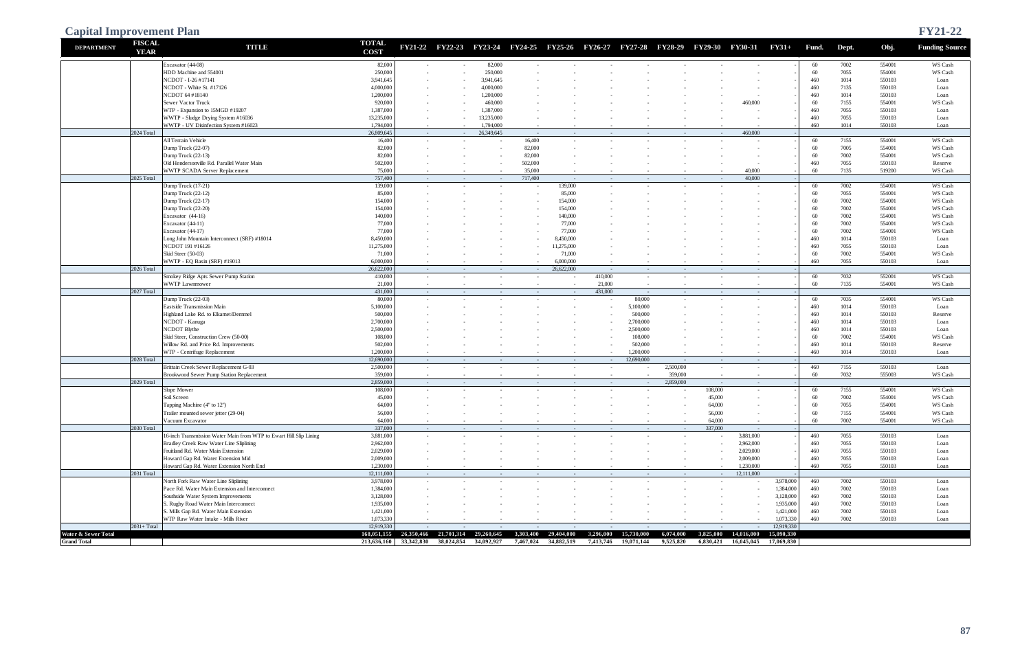# Capital Improvement Plan

**FY21-22**

| DEPARTMENT | FISCAL YEAR | TITLE | TOTAL COST | FY21-22 | FY22-23 | FY23-24 | FY24-25 | FY25-26 | FY26-27 | FY27-28 | FY28-29 | FY29-30 | FY30-31 | FY31+ | Fund. | Dept. | Obj. | Funding Source |
|---|---|---|---|---|---|---|---|---|---|---|---|---|---|---|---|---|---|---|
| | | Excavator (44-08) | 82,000 | - | - | 82,000 | - | - | - | - | - | - | - | - | 60 | 7002 | 554001 | WS Cash |
| | | HDD Machine and 554001 | 250,000 | - | - | 250,000 | - | - | - | - | - | - | - | - | 60 | 7055 | 554001 | WS Cash |
| | | NCDOT - I-26 #17141 | 3,941,645 | - | - | 3,941,645 | - | - | - | - | - | - | - | - | 460 | 1014 | 550103 | Loan |
| | | NCDOT - White St. #17126 | 4,000,000 | - | - | 4,000,000 | - | - | - | - | - | - | - | - | 460 | 7135 | 550103 | Loan |
| | | NCDOT 64 #18140 | 1,200,000 | - | - | 1,200,000 | - | - | - | - | - | - | - | - | 460 | 1014 | 550103 | Loan |
| | | Sewer Vactor Truck | 920,000 | - | - | 460,000 | - | - | - | - | - | - | 460,000 | - | 60 | 7155 | 554001 | WS Cash |
| | | WTP - Expansion to 15MGD #19207 | 1,387,000 | - | - | 1,387,000 | - | - | - | - | - | - | - | - | 460 | 7055 | 550103 | Loan |
| | | WWTP - Sludge Drying System #16036 | 13,235,000 | - | - | 13,235,000 | - | - | - | - | - | - | - | - | 460 | 7055 | 550103 | Loan |
| | | WWTP - UV Disinfection System #16023 | 1,794,000 | - | - | 1,794,000 | - | - | - | - | - | - | - | - | 460 | 1014 | 550103 | Loan |
| | 2024 Total | | 26,809,645 | - | - | 26,349,645 | - | - | - | - | - | - | 460,000 | - | | | | |
| | | All Terrain Vehicle | 16,400 | - | - | - | 16,400 | - | - | - | - | - | - | - | 60 | 7155 | 554001 | WS Cash |
| | | Dump Truck (22-07) | 82,000 | - | - | - | 82,000 | - | - | - | - | - | - | - | 60 | 7005 | 554001 | WS Cash |
| | | Dump Truck (22-13) | 82,000 | - | - | - | 82,000 | - | - | - | - | - | - | - | 60 | 7002 | 554001 | WS Cash |
| | | Old Hendersonville Rd. Parallel Water Main | 502,000 | - | - | - | 502,000 | - | - | - | - | - | - | - | 460 | 7055 | 550103 | Reserve |
| | | WWTP SCADA Server Replacement | 75,000 | - | - | - | 35,000 | - | - | - | - | - | 40,000 | - | 60 | 7135 | 519200 | WS Cash |
| | 2025 Total | | 757,400 | - | - | - | 717,400 | - | - | - | - | - | 40,000 | - | | | | |
| | | Dump Truck (17-21) | 139,000 | - | - | - | - | 139,000 | - | - | - | - | - | - | 60 | 7002 | 554001 | WS Cash |
| | | Dump Truck (22-12) | 85,000 | - | - | - | - | 85,000 | - | - | - | - | - | - | 60 | 7055 | 554001 | WS Cash |
| | | Dump Truck (22-17) | 154,000 | - | - | - | - | 154,000 | - | - | - | - | - | - | 60 | 7002 | 554001 | WS Cash |
| | | Dump Truck (22-20) | 154,000 | - | - | - | - | 154,000 | - | - | - | - | - | - | 60 | 7002 | 554001 | WS Cash |
| | | Excavator (44-16) | 140,000 | - | - | - | - | 140,000 | - | - | - | - | - | - | 60 | 7002 | 554001 | WS Cash |
| | | Excavator (44-11) | 77,000 | - | - | - | - | 77,000 | - | - | - | - | - | - | 60 | 7002 | 554001 | WS Cash |
| | | Excavator (44-17) | 77,000 | - | - | - | - | 77,000 | - | - | - | - | - | - | 60 | 7002 | 554001 | WS Cash |
| | | Long John Mountain Interconnect (SRF) #18014 | 8,450,000 | - | - | - | - | 8,450,000 | - | - | - | - | - | - | 460 | 1014 | 550103 | Loan |
| | | NCDOT 191 #16126 | 11,275,000 | - | - | - | - | 11,275,000 | - | - | - | - | - | - | 460 | 7055 | 550103 | Loan |
| | | Skid Steer (50-03) | 71,000 | - | - | - | - | 71,000 | - | - | - | - | - | - | 60 | 7002 | 554001 | WS Cash |
| | | WWTP - EQ Basin (SRF) #19013 | 6,000,000 | - | - | - | - | 6,000,000 | - | - | - | - | - | - | 460 | 7055 | 550103 | Loan |
| | 2026 Total | | 26,622,000 | - | - | - | - | 26,622,000 | - | - | - | - | - | - | | | | |
| | | Smokey Ridge Apts Sewer Pump Station | 410,000 | - | - | - | - | - | 410,000 | - | - | - | - | - | 60 | 7032 | 552001 | WS Cash |
| | | WWTP Lawnmower | 21,000 | - | - | - | - | - | 21,000 | - | - | - | - | - | 60 | 7135 | 554001 | WS Cash |
| | 2027 Total | | 431,000 | - | - | - | - | - | 431,000 | - | - | - | - | - | | | | |
| | | Dump Truck (22-03) | 80,000 | - | - | - | - | - | - | 80,000 | - | - | - | - | 60 | 7035 | 554001 | WS Cash |
| | | Eastside Transmission Main | 5,100,000 | - | - | - | - | - | - | 5,100,000 | - | - | - | - | 460 | 1014 | 550103 | Loan |
| | | Highland Lake Rd. to Elkamet/Demmel | 500,000 | - | - | - | - | - | - | 500,000 | - | - | - | - | 460 | 1014 | 550103 | Reserve |
| | | NCDOT - Kanuga | 2,700,000 | - | - | - | - | - | - | 2,700,000 | - | - | - | - | 460 | 1014 | 550103 | Loan |
| | | NCDOT Blythe | 2,500,000 | - | - | - | - | - | - | 2,500,000 | - | - | - | - | 460 | 1014 | 550103 | Loan |
| | | Skid Steer, Construction Crew (50-00) | 108,000 | - | - | - | - | - | - | 108,000 | - | - | - | - | 60 | 7002 | 554001 | WS Cash |
| | | Willow Rd. and Price Rd. Improvements | 502,000 | - | - | - | - | - | - | 502,000 | - | - | - | - | 460 | 1014 | 550103 | Reserve |
| | | WTP - Centrifuge Replacement | 1,200,000 | - | - | - | - | - | - | 1,200,000 | - | - | - | - | 460 | 1014 | 550103 | Loan |
| | 2028 Total | | 12,690,000 | - | - | - | - | - | - | 12,690,000 | - | - | - | - | | | | |
| | | Brittain Creek Sewer Replacement G-03 | 2,500,000 | - | - | - | - | - | - | - | 2,500,000 | - | - | - | 460 | 7155 | 550103 | Loan |
| | | Brookwood Sewer Pump Station Replacement | 359,000 | - | - | - | - | - | - | - | 359,000 | - | - | - | 60 | 7032 | 555003 | WS Cash |
| | 2029 Total | | 2,859,000 | - | - | - | - | - | - | - | 2,859,000 | - | - | - | | | | |
| | | Slope Mower | 108,000 | - | - | - | - | - | - | - | - | 108,000 | - | - | 60 | 7155 | 554001 | WS Cash |
| | | Soil Screen | 45,000 | - | - | - | - | - | - | - | - | 45,000 | - | - | 60 | 7002 | 554001 | WS Cash |
| | | Tapping Machine (4" to 12") | 64,000 | - | - | - | - | - | - | - | - | 64,000 | - | - | 60 | 7055 | 554001 | WS Cash |
| | | Trailer mounted sewer jetter (29-04) | 56,000 | - | - | - | - | - | - | - | - | 56,000 | - | - | 60 | 7155 | 554001 | WS Cash |
| | | Vacuum Excavator | 64,000 | - | - | - | - | - | - | - | - | 64,000 | - | - | 60 | 7002 | 554001 | WS Cash |
| | 2030 Total | | 337,000 | - | - | - | - | - | - | - | - | 337,000 | - | - | | | | |
| | | 16-inch Transmission Water Main from WTP to Ewart Hill Slip Lining | 3,881,000 | - | - | - | - | - | - | - | - | - | 3,881,000 | - | 460 | 7055 | 550103 | Loan |
| | | Bradley Creek Raw Water Line Sliplining | 2,962,000 | - | - | - | - | - | - | - | - | - | 2,962,000 | - | 460 | 7055 | 550103 | Loan |
| | | Fruitland Rd. Water Main Extension | 2,029,000 | - | - | - | - | - | - | - | - | - | 2,029,000 | - | 460 | 7055 | 550103 | Loan |
| | | Howard Gap Rd. Water Extension Mid | 2,009,000 | - | - | - | - | - | - | - | - | - | 2,009,000 | - | 460 | 7055 | 550103 | Loan |
| | | Howard Gap Rd. Water Extension North End | 1,230,000 | - | - | - | - | - | - | - | - | - | 1,230,000 | - | 460 | 7055 | 550103 | Loan |
| | 2031 Total | | 12,111,000 | - | - | - | - | - | - | - | - | - | 12,111,000 | - | | | | |
| | | North Fork Raw Water Line Sliplining | 3,978,000 | - | - | - | - | - | - | - | - | - | - | 3,978,000 | 460 | 7002 | 550103 | Loan |
| | | Pace Rd. Water Main Extension and Interconnect | 1,384,000 | - | - | - | - | - | - | - | - | - | - | 1,384,000 | 460 | 7002 | 550103 | Loan |
| | | Southside Water System Improvements | 3,128,000 | - | - | - | - | - | - | - | - | - | - | 3,128,000 | 460 | 7002 | 550103 | Loan |
| | | S. Rugby Road Water Main Interconnect | 1,935,000 | - | - | - | - | - | - | - | - | - | - | 1,935,000 | 460 | 7002 | 550103 | Loan |
| | | S. Mills Gap Rd. Water Main Extension | 1,421,000 | - | - | - | - | - | - | - | - | - | - | 1,421,000 | 460 | 7002 | 550103 | Loan |
| | | WTP Raw Water Intake - Mills River | 1,073,330 | - | - | - | - | - | - | - | - | - | - | 1,073,330 | 460 | 7002 | 550103 | Loan |
| | 2031+ Total | | 12,919,330 | - | - | - | - | - | - | - | - | - | - | 12,919,330 | | | | |
| **Water & Sewer Total** | | | **168,051,155** | **26,350,466** | **21,701,314** | **29,260,645** | **3,303,400** | **29,404,000** | **3,296,000** | **15,730,000** | **6,074,000** | **3,825,000** | **14,016,000** | **15,090,330** | | | | |
| **Grand Total** | | | **213,636,160** | **33,342,830** | **38,024,854** | **34,092,927** | **7,467,024** | **34,882,519** | **7,413,746** | **19,071,144** | **9,525,820** | **6,830,421** | **16,045,045** | **17,069,830** | | | | |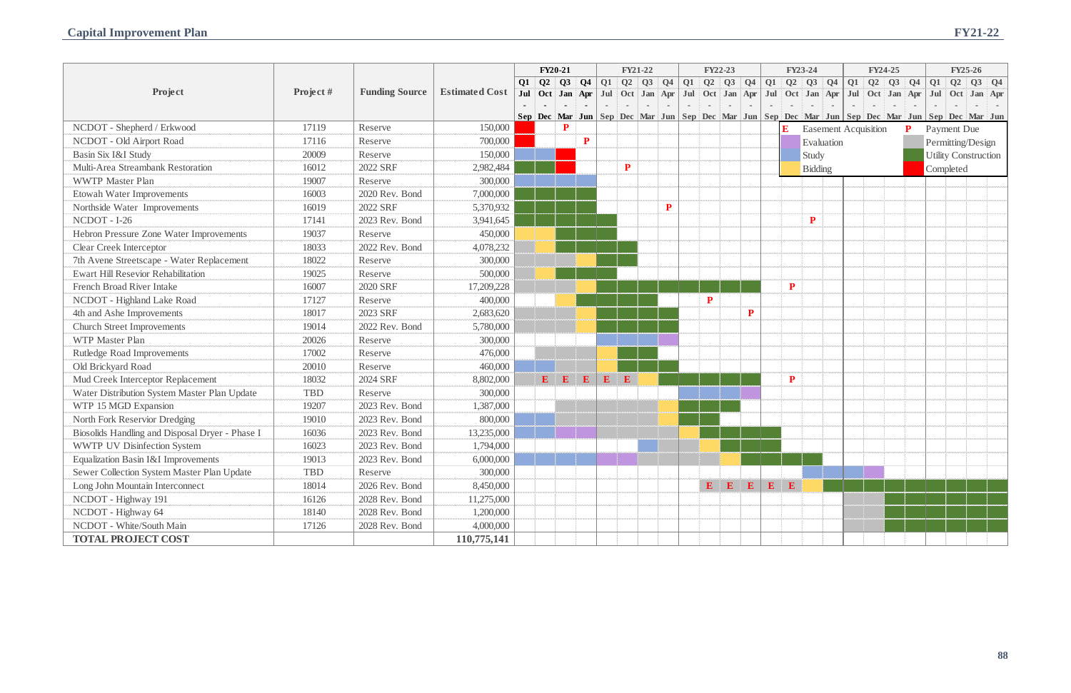## Capital Improvement Plan

| Project | Project # | Funding Source | Estimated Cost |
|---|---|---|---|
| NCDOT - Shepherd / Erkwood | 17119 | Reserve | 150,000 |
| NCDOT - Old Airport Road | 17116 | Reserve | 700,000 |
| Basin Six I&I Study | 20009 | Reserve | 150,000 |
| Multi-Area Streambank Restoration | 16012 | 2022 SRF | 2,982,484 |
| WWTP Master Plan | 19007 | Reserve | 300,000 |
| Etowah Water Improvements | 16003 | 2020 Rev. Bond | 7,000,000 |
| Northside Water Improvements | 16019 | 2022 SRF | 5,370,932 |
| NCDOT - I-26 | 17141 | 2023 Rev. Bond | 3,941,645 |
| Hebron Pressure Zone Water Improvements | 19037 | Reserve | 450,000 |
| Clear Creek Interceptor | 18033 | 2022 Rev. Bond | 4,078,232 |
| 7th Avene Streetscape - Water Replacement | 18022 | Reserve | 300,000 |
| Ewart Hill Resevior Rehabilitation | 19025 | Reserve | 500,000 |
| French Broad River Intake | 16007 | 2020 SRF | 17,209,228 |
| NCDOT - Highland Lake Road | 17127 | Reserve | 400,000 |
| 4th and Ashe Improvements | 18017 | 2023 SRF | 2,683,620 |
| Church Street Improvements | 19014 | 2022 Rev. Bond | 5,780,000 |
| WTP Master Plan | 20026 | Reserve | 300,000 |
| Rutledge Road Improvements | 17002 | Reserve | 476,000 |
| Old Brickyard Road | 20010 | Reserve | 460,000 |
| Mud Creek Interceptor Replacement | 18032 | 2024 SRF | 8,802,000 |
| Water Distribution System Master Plan Update | TBD | Reserve | 300,000 |
| WTP 15 MGD Expansion | 19207 | 2023 Rev. Bond | 1,387,000 |
| North Fork Reservior Dredging | 19010 | 2023 Rev. Bond | 800,000 |
| Biosolids Handling and Disposal Dryer - Phase I | 16036 | 2023 Rev. Bond | 13,235,000 |
| WWTP UV Disinfection System | 16023 | 2023 Rev. Bond | 1,794,000 |
| Equalization Basin I&I Improvements | 19013 | 2023 Rev. Bond | 6,000,000 |
| Sewer Collection System Master Plan Update | TBD | Reserve | 300,000 |
| Long John Mountain Interconnect | 18014 | 2026 Rev. Bond | 8,450,000 |
| NCDOT - Highway 191 | 16126 | 2028 Rev. Bond | 11,275,000 |
| NCDOT - Highway 64 | 18140 | 2028 Rev. Bond | 1,200,000 |
| NCDOT - White/South Main | 17126 | 2028 Rev. Bond | 4,000,000 |
| **TOTAL PROJECT COST** | | | **110,775,141** |

Schedule columns: FY20-21, FY21-22, FY22-23, FY23-24, FY24-25, FY25-26 (each Q1 Jul-Sep, Q2 Oct-Dec, Q3 Jan-Mar, Q4 Apr-Jun)

Legend: E – Easement Acquisition; P – Payment Due; Evaluation; Permitting/Design; Study; Utility Construction; Bidding; Completed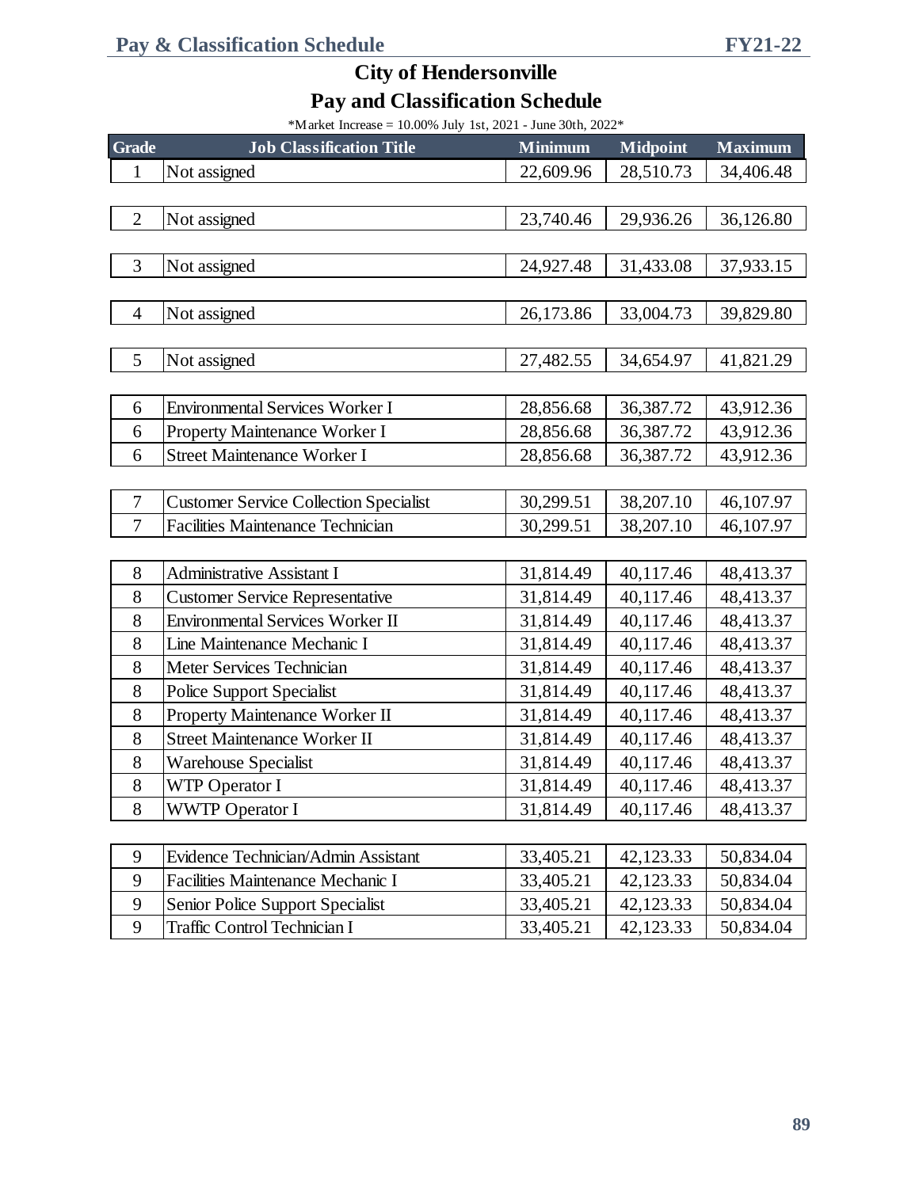## City of Hendersonville

## Pay and Classification Schedule

*Market Increase = 10.00% July 1st, 2021 - June 30th, 2022*

| Grade | Job Classification Title | Minimum | Midpoint | Maximum |
|---|---|---|---|---|
| 1 | Not assigned | 22,609.96 | 28,510.73 | 34,406.48 |
| 2 | Not assigned | 23,740.46 | 29,936.26 | 36,126.80 |
| 3 | Not assigned | 24,927.48 | 31,433.08 | 37,933.15 |
| 4 | Not assigned | 26,173.86 | 33,004.73 | 39,829.80 |
| 5 | Not assigned | 27,482.55 | 34,654.97 | 41,821.29 |
| 6 | Environmental Services Worker I | 28,856.68 | 36,387.72 | 43,912.36 |
| 6 | Property Maintenance Worker I | 28,856.68 | 36,387.72 | 43,912.36 |
| 6 | Street Maintenance Worker I | 28,856.68 | 36,387.72 | 43,912.36 |
| 7 | Customer Service Collection Specialist | 30,299.51 | 38,207.10 | 46,107.97 |
| 7 | Facilities Maintenance Technician | 30,299.51 | 38,207.10 | 46,107.97 |
| 8 | Administrative Assistant I | 31,814.49 | 40,117.46 | 48,413.37 |
| 8 | Customer Service Representative | 31,814.49 | 40,117.46 | 48,413.37 |
| 8 | Environmental Services Worker II | 31,814.49 | 40,117.46 | 48,413.37 |
| 8 | Line Maintenance Mechanic I | 31,814.49 | 40,117.46 | 48,413.37 |
| 8 | Meter Services Technician | 31,814.49 | 40,117.46 | 48,413.37 |
| 8 | Police Support Specialist | 31,814.49 | 40,117.46 | 48,413.37 |
| 8 | Property Maintenance Worker II | 31,814.49 | 40,117.46 | 48,413.37 |
| 8 | Street Maintenance Worker II | 31,814.49 | 40,117.46 | 48,413.37 |
| 8 | Warehouse Specialist | 31,814.49 | 40,117.46 | 48,413.37 |
| 8 | WTP Operator I | 31,814.49 | 40,117.46 | 48,413.37 |
| 8 | WWTP Operator I | 31,814.49 | 40,117.46 | 48,413.37 |
| 9 | Evidence Technician/Admin Assistant | 33,405.21 | 42,123.33 | 50,834.04 |
| 9 | Facilities Maintenance Mechanic I | 33,405.21 | 42,123.33 | 50,834.04 |
| 9 | Senior Police Support Specialist | 33,405.21 | 42,123.33 | 50,834.04 |
| 9 | Traffic Control Technician I | 33,405.21 | 42,123.33 | 50,834.04 |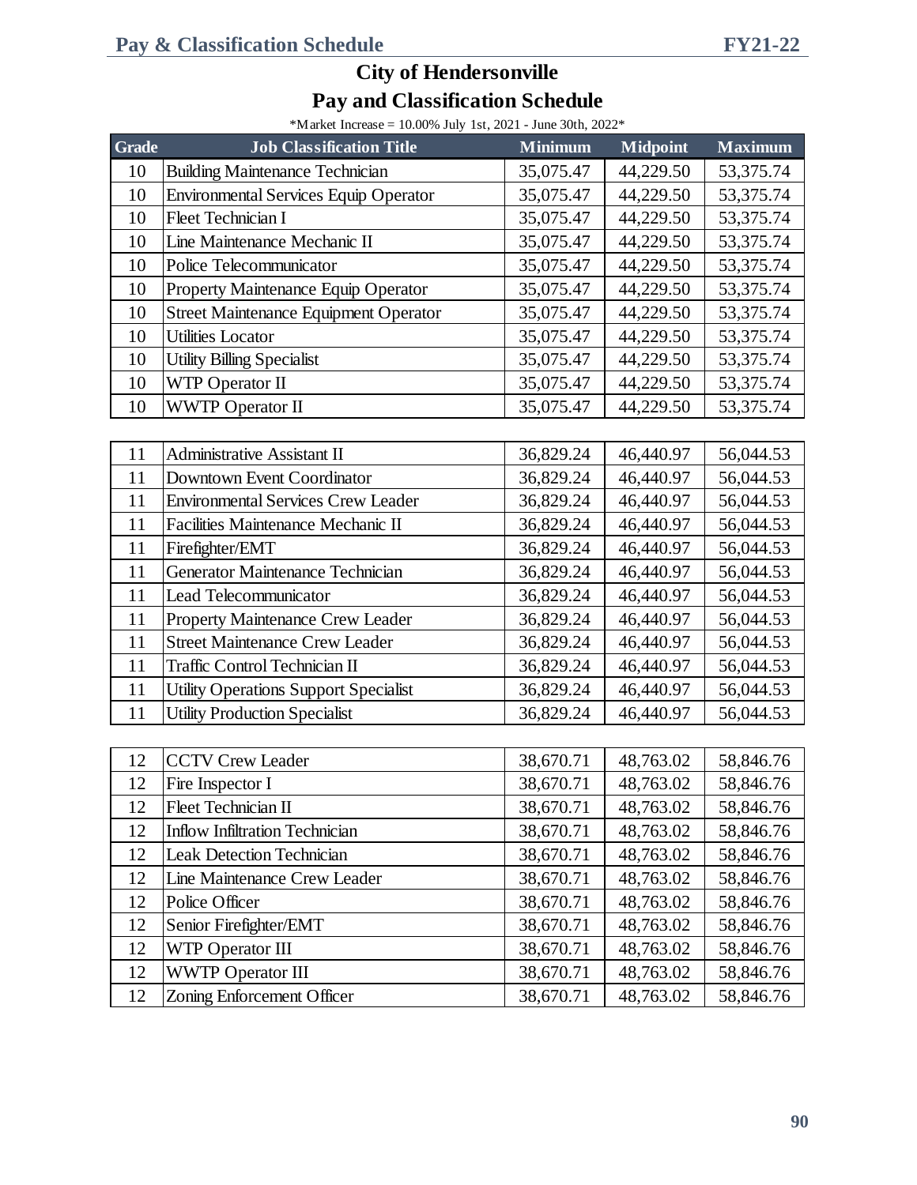# City of Hendersonville

## Pay and Classification Schedule

*Market Increase = 10.00% July 1st, 2021 - June 30th, 2022*

| Grade | Job Classification Title | Minimum | Midpoint | Maximum |
|---|---|---|---|---|
| 10 | Building Maintenance Technician | 35,075.47 | 44,229.50 | 53,375.74 |
| 10 | Environmental Services Equip Operator | 35,075.47 | 44,229.50 | 53,375.74 |
| 10 | Fleet Technician I | 35,075.47 | 44,229.50 | 53,375.74 |
| 10 | Line Maintenance Mechanic II | 35,075.47 | 44,229.50 | 53,375.74 |
| 10 | Police Telecommunicator | 35,075.47 | 44,229.50 | 53,375.74 |
| 10 | Property Maintenance Equip Operator | 35,075.47 | 44,229.50 | 53,375.74 |
| 10 | Street Maintenance Equipment Operator | 35,075.47 | 44,229.50 | 53,375.74 |
| 10 | Utilities Locator | 35,075.47 | 44,229.50 | 53,375.74 |
| 10 | Utility Billing Specialist | 35,075.47 | 44,229.50 | 53,375.74 |
| 10 | WTP Operator II | 35,075.47 | 44,229.50 | 53,375.74 |
| 10 | WWTP Operator II | 35,075.47 | 44,229.50 | 53,375.74 |
| 11 | Administrative Assistant II | 36,829.24 | 46,440.97 | 56,044.53 |
| 11 | Downtown Event Coordinator | 36,829.24 | 46,440.97 | 56,044.53 |
| 11 | Environmental Services Crew Leader | 36,829.24 | 46,440.97 | 56,044.53 |
| 11 | Facilities Maintenance Mechanic II | 36,829.24 | 46,440.97 | 56,044.53 |
| 11 | Firefighter/EMT | 36,829.24 | 46,440.97 | 56,044.53 |
| 11 | Generator Maintenance Technician | 36,829.24 | 46,440.97 | 56,044.53 |
| 11 | Lead Telecommunicator | 36,829.24 | 46,440.97 | 56,044.53 |
| 11 | Property Maintenance Crew Leader | 36,829.24 | 46,440.97 | 56,044.53 |
| 11 | Street Maintenance Crew Leader | 36,829.24 | 46,440.97 | 56,044.53 |
| 11 | Traffic Control Technician II | 36,829.24 | 46,440.97 | 56,044.53 |
| 11 | Utility Operations Support Specialist | 36,829.24 | 46,440.97 | 56,044.53 |
| 11 | Utility Production Specialist | 36,829.24 | 46,440.97 | 56,044.53 |
| 12 | CCTV Crew Leader | 38,670.71 | 48,763.02 | 58,846.76 |
| 12 | Fire Inspector I | 38,670.71 | 48,763.02 | 58,846.76 |
| 12 | Fleet Technician II | 38,670.71 | 48,763.02 | 58,846.76 |
| 12 | Inflow Infiltration Technician | 38,670.71 | 48,763.02 | 58,846.76 |
| 12 | Leak Detection Technician | 38,670.71 | 48,763.02 | 58,846.76 |
| 12 | Line Maintenance Crew Leader | 38,670.71 | 48,763.02 | 58,846.76 |
| 12 | Police Officer | 38,670.71 | 48,763.02 | 58,846.76 |
| 12 | Senior Firefighter/EMT | 38,670.71 | 48,763.02 | 58,846.76 |
| 12 | WTP Operator III | 38,670.71 | 48,763.02 | 58,846.76 |
| 12 | WWTP Operator III | 38,670.71 | 48,763.02 | 58,846.76 |
| 12 | Zoning Enforcement Officer | 38,670.71 | 48,763.02 | 58,846.76 |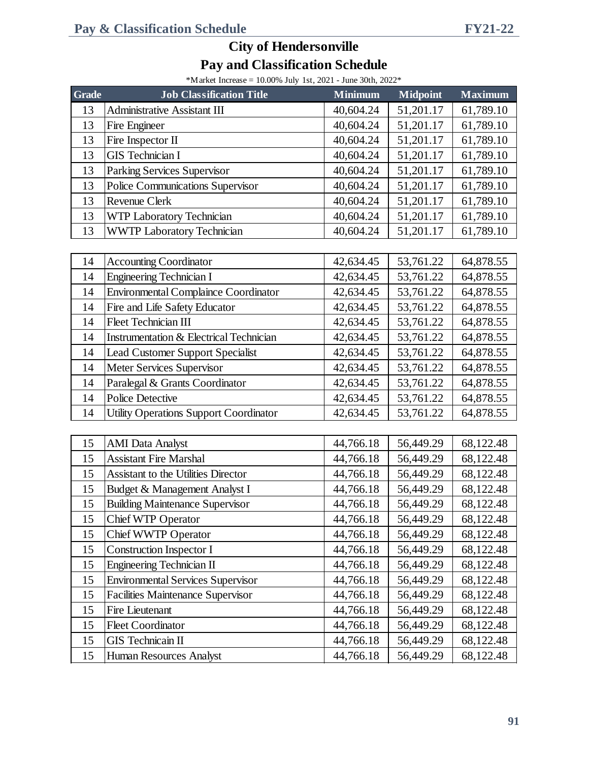# City of Hendersonville

## Pay and Classification Schedule

*Market Increase = 10.00% July 1st, 2021 - June 30th, 2022*

| Grade | Job Classification Title | Minimum | Midpoint | Maximum |
|---|---|---|---|---|
| 13 | Administrative Assistant III | 40,604.24 | 51,201.17 | 61,789.10 |
| 13 | Fire Engineer | 40,604.24 | 51,201.17 | 61,789.10 |
| 13 | Fire Inspector II | 40,604.24 | 51,201.17 | 61,789.10 |
| 13 | GIS Technician I | 40,604.24 | 51,201.17 | 61,789.10 |
| 13 | Parking Services Supervisor | 40,604.24 | 51,201.17 | 61,789.10 |
| 13 | Police Communications Supervisor | 40,604.24 | 51,201.17 | 61,789.10 |
| 13 | Revenue Clerk | 40,604.24 | 51,201.17 | 61,789.10 |
| 13 | WTP Laboratory Technician | 40,604.24 | 51,201.17 | 61,789.10 |
| 13 | WWTP Laboratory Technician | 40,604.24 | 51,201.17 | 61,789.10 |
| 14 | Accounting Coordinator | 42,634.45 | 53,761.22 | 64,878.55 |
| 14 | Engineering Technician I | 42,634.45 | 53,761.22 | 64,878.55 |
| 14 | Environmental Complaince Coordinator | 42,634.45 | 53,761.22 | 64,878.55 |
| 14 | Fire and Life Safety Educator | 42,634.45 | 53,761.22 | 64,878.55 |
| 14 | Fleet Technician III | 42,634.45 | 53,761.22 | 64,878.55 |
| 14 | Instrumentation & Electrical Technician | 42,634.45 | 53,761.22 | 64,878.55 |
| 14 | Lead Customer Support Specialist | 42,634.45 | 53,761.22 | 64,878.55 |
| 14 | Meter Services Supervisor | 42,634.45 | 53,761.22 | 64,878.55 |
| 14 | Paralegal & Grants Coordinator | 42,634.45 | 53,761.22 | 64,878.55 |
| 14 | Police Detective | 42,634.45 | 53,761.22 | 64,878.55 |
| 14 | Utility Operations Support Coordinator | 42,634.45 | 53,761.22 | 64,878.55 |
| 15 | AMI Data Analyst | 44,766.18 | 56,449.29 | 68,122.48 |
| 15 | Assistant Fire Marshal | 44,766.18 | 56,449.29 | 68,122.48 |
| 15 | Assistant to the Utilities Director | 44,766.18 | 56,449.29 | 68,122.48 |
| 15 | Budget & Management Analyst I | 44,766.18 | 56,449.29 | 68,122.48 |
| 15 | Building Maintenance Supervisor | 44,766.18 | 56,449.29 | 68,122.48 |
| 15 | Chief WTP Operator | 44,766.18 | 56,449.29 | 68,122.48 |
| 15 | Chief WWTP Operator | 44,766.18 | 56,449.29 | 68,122.48 |
| 15 | Construction Inspector I | 44,766.18 | 56,449.29 | 68,122.48 |
| 15 | Engineering Technician II | 44,766.18 | 56,449.29 | 68,122.48 |
| 15 | Environmental Services Supervisor | 44,766.18 | 56,449.29 | 68,122.48 |
| 15 | Facilities Maintenance Supervisor | 44,766.18 | 56,449.29 | 68,122.48 |
| 15 | Fire Lieutenant | 44,766.18 | 56,449.29 | 68,122.48 |
| 15 | Fleet Coordinator | 44,766.18 | 56,449.29 | 68,122.48 |
| 15 | GIS Technicain II | 44,766.18 | 56,449.29 | 68,122.48 |
| 15 | Human Resources Analyst | 44,766.18 | 56,449.29 | 68,122.48 |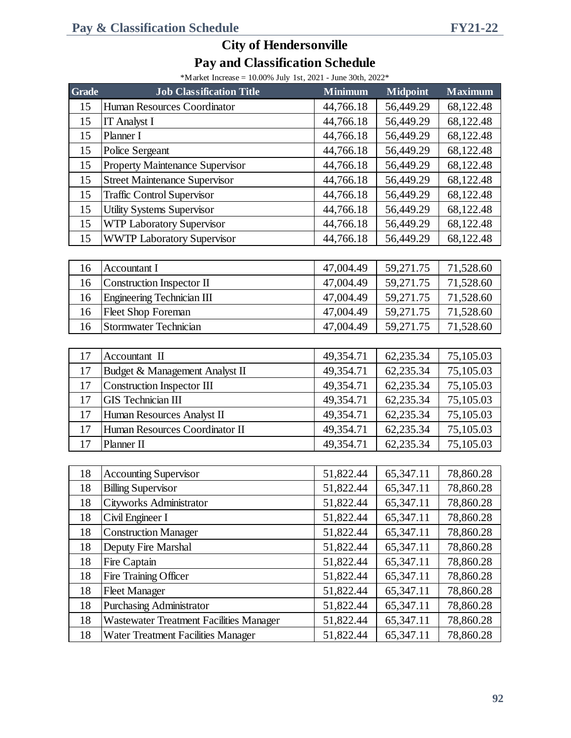# City of Hendersonville

## Pay and Classification Schedule

*Market Increase = 10.00% July 1st, 2021 - June 30th, 2022*

| Grade | Job Classification Title | Minimum | Midpoint | Maximum |
|---|---|---|---|---|
| 15 | Human Resources Coordinator | 44,766.18 | 56,449.29 | 68,122.48 |
| 15 | IT Analyst I | 44,766.18 | 56,449.29 | 68,122.48 |
| 15 | Planner I | 44,766.18 | 56,449.29 | 68,122.48 |
| 15 | Police Sergeant | 44,766.18 | 56,449.29 | 68,122.48 |
| 15 | Property Maintenance Supervisor | 44,766.18 | 56,449.29 | 68,122.48 |
| 15 | Street Maintenance Supervisor | 44,766.18 | 56,449.29 | 68,122.48 |
| 15 | Traffic Control Supervisor | 44,766.18 | 56,449.29 | 68,122.48 |
| 15 | Utility Systems Supervisor | 44,766.18 | 56,449.29 | 68,122.48 |
| 15 | WTP Laboratory Supervisor | 44,766.18 | 56,449.29 | 68,122.48 |
| 15 | WWTP Laboratory Supervisor | 44,766.18 | 56,449.29 | 68,122.48 |
| | | | | |
| 16 | Accountant I | 47,004.49 | 59,271.75 | 71,528.60 |
| 16 | Construction Inspector II | 47,004.49 | 59,271.75 | 71,528.60 |
| 16 | Engineering Technician III | 47,004.49 | 59,271.75 | 71,528.60 |
| 16 | Fleet Shop Foreman | 47,004.49 | 59,271.75 | 71,528.60 |
| 16 | Stormwater Technician | 47,004.49 | 59,271.75 | 71,528.60 |
| | | | | |
| 17 | Accountant II | 49,354.71 | 62,235.34 | 75,105.03 |
| 17 | Budget & Management Analyst II | 49,354.71 | 62,235.34 | 75,105.03 |
| 17 | Construction Inspector III | 49,354.71 | 62,235.34 | 75,105.03 |
| 17 | GIS Technician III | 49,354.71 | 62,235.34 | 75,105.03 |
| 17 | Human Resources Analyst II | 49,354.71 | 62,235.34 | 75,105.03 |
| 17 | Human Resources Coordinator II | 49,354.71 | 62,235.34 | 75,105.03 |
| 17 | Planner II | 49,354.71 | 62,235.34 | 75,105.03 |
| | | | | |
| 18 | Accounting Supervisor | 51,822.44 | 65,347.11 | 78,860.28 |
| 18 | Billing Supervisor | 51,822.44 | 65,347.11 | 78,860.28 |
| 18 | Cityworks Administrator | 51,822.44 | 65,347.11 | 78,860.28 |
| 18 | Civil Engineer I | 51,822.44 | 65,347.11 | 78,860.28 |
| 18 | Construction Manager | 51,822.44 | 65,347.11 | 78,860.28 |
| 18 | Deputy Fire Marshal | 51,822.44 | 65,347.11 | 78,860.28 |
| 18 | Fire Captain | 51,822.44 | 65,347.11 | 78,860.28 |
| 18 | Fire Training Officer | 51,822.44 | 65,347.11 | 78,860.28 |
| 18 | Fleet Manager | 51,822.44 | 65,347.11 | 78,860.28 |
| 18 | Purchasing Administrator | 51,822.44 | 65,347.11 | 78,860.28 |
| 18 | Wastewater Treatment Facilities Manager | 51,822.44 | 65,347.11 | 78,860.28 |
| 18 | Water Treatment Facilities Manager | 51,822.44 | 65,347.11 | 78,860.28 |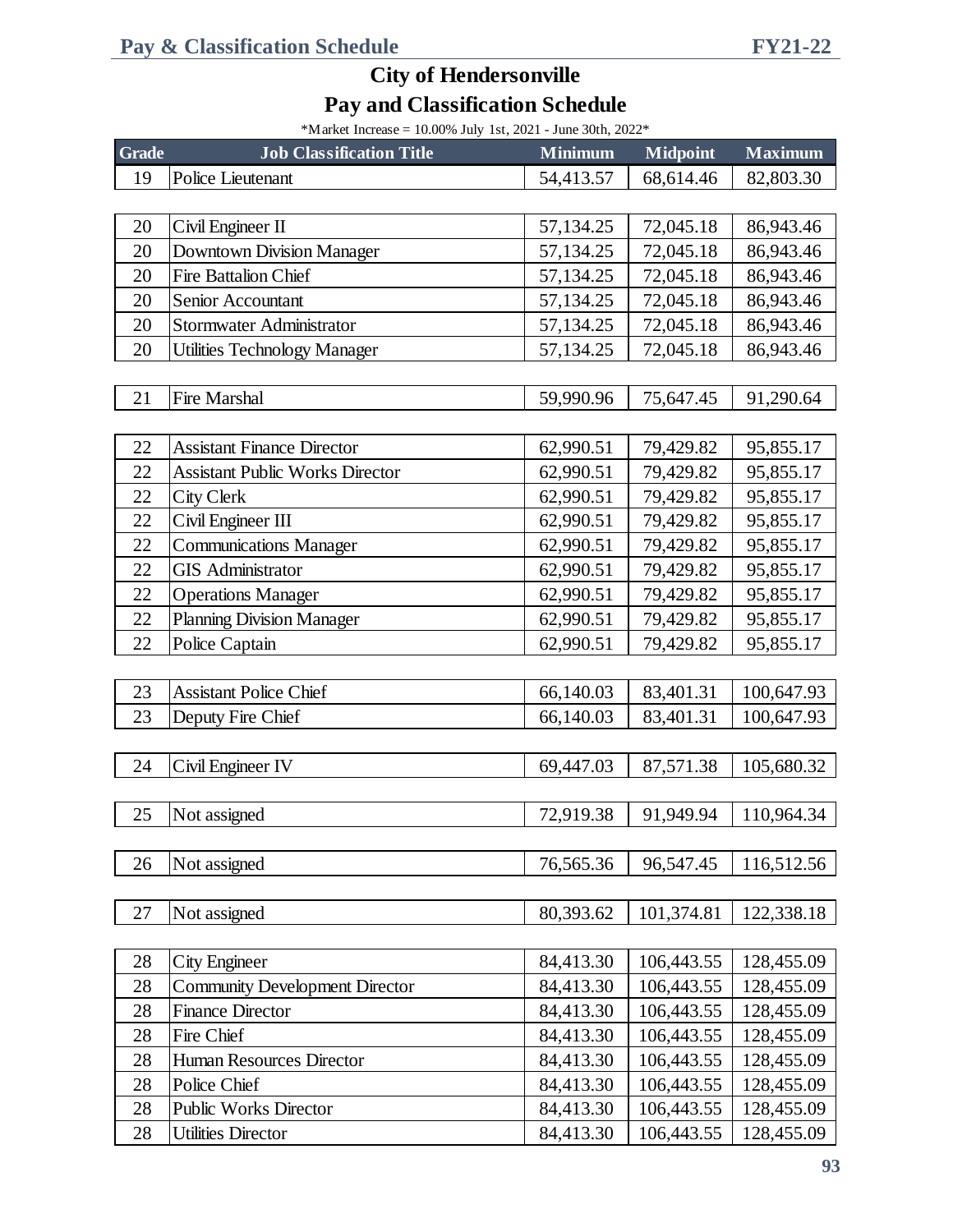# City of Hendersonville

## Pay and Classification Schedule

*Market Increase = 10.00% July 1st, 2021 - June 30th, 2022*

| Grade | Job Classification Title | Minimum | Midpoint | Maximum |
|---|---|---|---|---|
| 19 | Police Lieutenant | 54,413.57 | 68,614.46 | 82,803.30 |
| 20 | Civil Engineer II | 57,134.25 | 72,045.18 | 86,943.46 |
| 20 | Downtown Division Manager | 57,134.25 | 72,045.18 | 86,943.46 |
| 20 | Fire Battalion Chief | 57,134.25 | 72,045.18 | 86,943.46 |
| 20 | Senior Accountant | 57,134.25 | 72,045.18 | 86,943.46 |
| 20 | Stormwater Administrator | 57,134.25 | 72,045.18 | 86,943.46 |
| 20 | Utilities Technology Manager | 57,134.25 | 72,045.18 | 86,943.46 |
| 21 | Fire Marshal | 59,990.96 | 75,647.45 | 91,290.64 |
| 22 | Assistant Finance Director | 62,990.51 | 79,429.82 | 95,855.17 |
| 22 | Assistant Public Works Director | 62,990.51 | 79,429.82 | 95,855.17 |
| 22 | City Clerk | 62,990.51 | 79,429.82 | 95,855.17 |
| 22 | Civil Engineer III | 62,990.51 | 79,429.82 | 95,855.17 |
| 22 | Communications Manager | 62,990.51 | 79,429.82 | 95,855.17 |
| 22 | GIS Administrator | 62,990.51 | 79,429.82 | 95,855.17 |
| 22 | Operations Manager | 62,990.51 | 79,429.82 | 95,855.17 |
| 22 | Planning Division Manager | 62,990.51 | 79,429.82 | 95,855.17 |
| 22 | Police Captain | 62,990.51 | 79,429.82 | 95,855.17 |
| 23 | Assistant Police Chief | 66,140.03 | 83,401.31 | 100,647.93 |
| 23 | Deputy Fire Chief | 66,140.03 | 83,401.31 | 100,647.93 |
| 24 | Civil Engineer IV | 69,447.03 | 87,571.38 | 105,680.32 |
| 25 | Not assigned | 72,919.38 | 91,949.94 | 110,964.34 |
| 26 | Not assigned | 76,565.36 | 96,547.45 | 116,512.56 |
| 27 | Not assigned | 80,393.62 | 101,374.81 | 122,338.18 |
| 28 | City Engineer | 84,413.30 | 106,443.55 | 128,455.09 |
| 28 | Community Development Director | 84,413.30 | 106,443.55 | 128,455.09 |
| 28 | Finance Director | 84,413.30 | 106,443.55 | 128,455.09 |
| 28 | Fire Chief | 84,413.30 | 106,443.55 | 128,455.09 |
| 28 | Human Resources Director | 84,413.30 | 106,443.55 | 128,455.09 |
| 28 | Police Chief | 84,413.30 | 106,443.55 | 128,455.09 |
| 28 | Public Works Director | 84,413.30 | 106,443.55 | 128,455.09 |
| 28 | Utilities Director | 84,413.30 | 106,443.55 | 128,455.09 |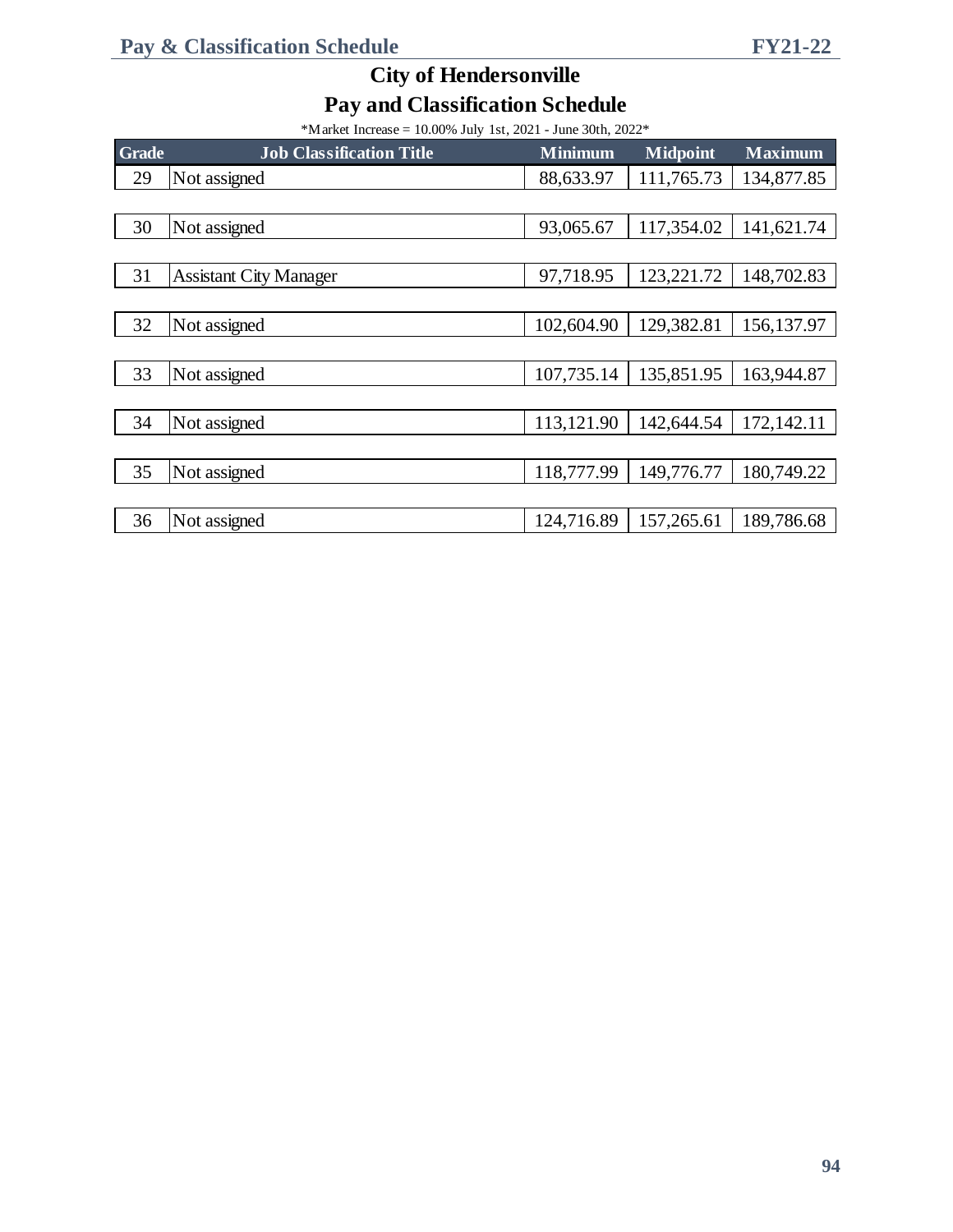# City of Hendersonville

## Pay and Classification Schedule

*Market Increase = 10.00% July 1st, 2021 - June 30th, 2022*

| Grade | Job Classification Title | Minimum | Midpoint | Maximum |
|---|---|---|---|---|
| 29 | Not assigned | 88,633.97 | 111,765.73 | 134,877.85 |
| 30 | Not assigned | 93,065.67 | 117,354.02 | 141,621.74 |
| 31 | Assistant City Manager | 97,718.95 | 123,221.72 | 148,702.83 |
| 32 | Not assigned | 102,604.90 | 129,382.81 | 156,137.97 |
| 33 | Not assigned | 107,735.14 | 135,851.95 | 163,944.87 |
| 34 | Not assigned | 113,121.90 | 142,644.54 | 172,142.11 |
| 35 | Not assigned | 118,777.99 | 149,776.77 | 180,749.22 |
| 36 | Not assigned | 124,716.89 | 157,265.61 | 189,786.68 |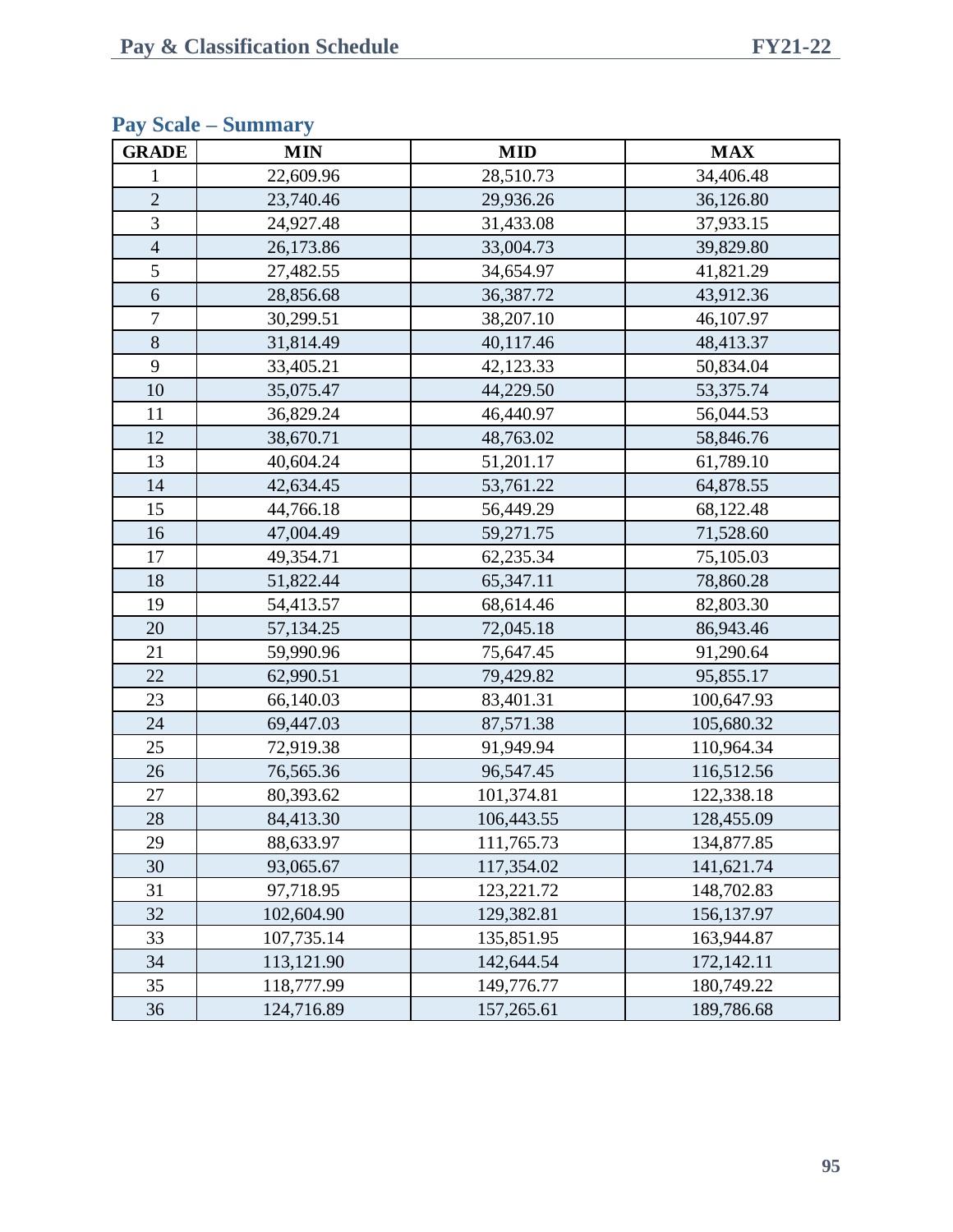## Pay Scale – Summary

| GRADE | MIN | MID | MAX |
|---|---|---|---|
| 1 | 22,609.96 | 28,510.73 | 34,406.48 |
| 2 | 23,740.46 | 29,936.26 | 36,126.80 |
| 3 | 24,927.48 | 31,433.08 | 37,933.15 |
| 4 | 26,173.86 | 33,004.73 | 39,829.80 |
| 5 | 27,482.55 | 34,654.97 | 41,821.29 |
| 6 | 28,856.68 | 36,387.72 | 43,912.36 |
| 7 | 30,299.51 | 38,207.10 | 46,107.97 |
| 8 | 31,814.49 | 40,117.46 | 48,413.37 |
| 9 | 33,405.21 | 42,123.33 | 50,834.04 |
| 10 | 35,075.47 | 44,229.50 | 53,375.74 |
| 11 | 36,829.24 | 46,440.97 | 56,044.53 |
| 12 | 38,670.71 | 48,763.02 | 58,846.76 |
| 13 | 40,604.24 | 51,201.17 | 61,789.10 |
| 14 | 42,634.45 | 53,761.22 | 64,878.55 |
| 15 | 44,766.18 | 56,449.29 | 68,122.48 |
| 16 | 47,004.49 | 59,271.75 | 71,528.60 |
| 17 | 49,354.71 | 62,235.34 | 75,105.03 |
| 18 | 51,822.44 | 65,347.11 | 78,860.28 |
| 19 | 54,413.57 | 68,614.46 | 82,803.30 |
| 20 | 57,134.25 | 72,045.18 | 86,943.46 |
| 21 | 59,990.96 | 75,647.45 | 91,290.64 |
| 22 | 62,990.51 | 79,429.82 | 95,855.17 |
| 23 | 66,140.03 | 83,401.31 | 100,647.93 |
| 24 | 69,447.03 | 87,571.38 | 105,680.32 |
| 25 | 72,919.38 | 91,949.94 | 110,964.34 |
| 26 | 76,565.36 | 96,547.45 | 116,512.56 |
| 27 | 80,393.62 | 101,374.81 | 122,338.18 |
| 28 | 84,413.30 | 106,443.55 | 128,455.09 |
| 29 | 88,633.97 | 111,765.73 | 134,877.85 |
| 30 | 93,065.67 | 117,354.02 | 141,621.74 |
| 31 | 97,718.95 | 123,221.72 | 148,702.83 |
| 32 | 102,604.90 | 129,382.81 | 156,137.97 |
| 33 | 107,735.14 | 135,851.95 | 163,944.87 |
| 34 | 113,121.90 | 142,644.54 | 172,142.11 |
| 35 | 118,777.99 | 149,776.77 | 180,749.22 |
| 36 | 124,716.89 | 157,265.61 | 189,786.68 |